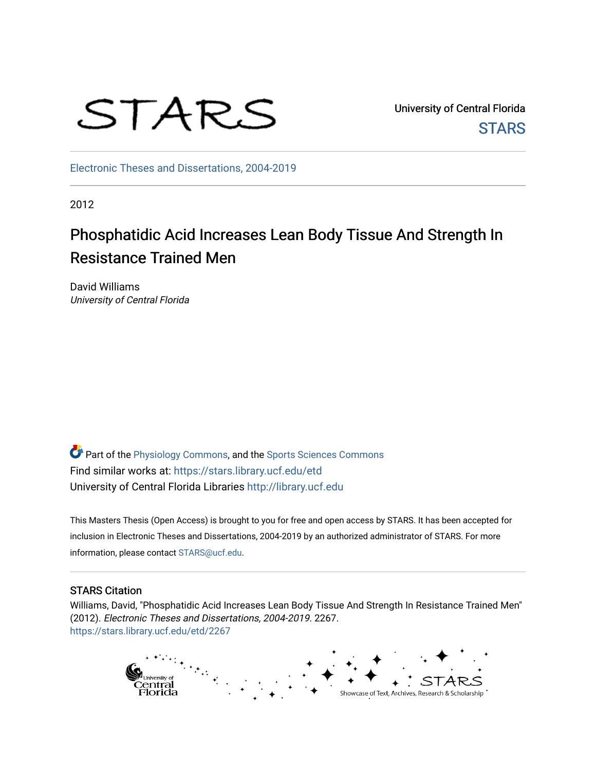STARS

University of Central Florida
STARS

Electronic Theses and Dissertations, 2004-2019

2012

# Phosphatidic Acid Increases Lean Body Tissue And Strength In Resistance Trained Men

David Williams
*University of Central Florida*

Part of the Physiology Commons, and the Sports Sciences Commons
Find similar works at: https://stars.library.ucf.edu/etd
University of Central Florida Libraries http://library.ucf.edu

This Masters Thesis (Open Access) is brought to you for free and open access by STARS. It has been accepted for inclusion in Electronic Theses and Dissertations, 2004-2019 by an authorized administrator of STARS. For more information, please contact STARS@ucf.edu.

## STARS Citation

Williams, David, "Phosphatidic Acid Increases Lean Body Tissue And Strength In Resistance Trained Men" (2012). *Electronic Theses and Dissertations, 2004-2019*. 2267.
https://stars.library.ucf.edu/etd/2267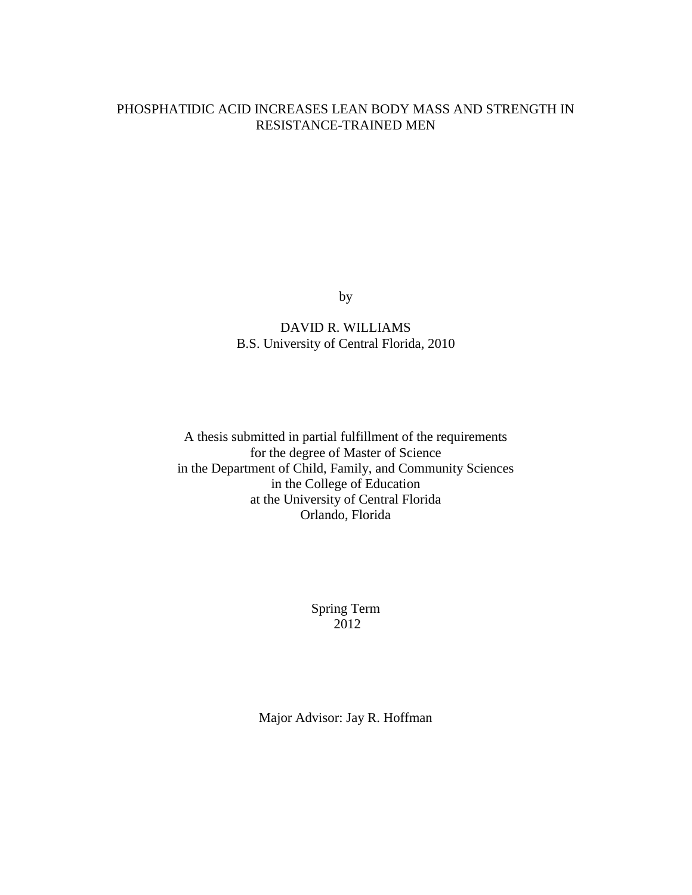# PHOSPHATIDIC ACID INCREASES LEAN BODY MASS AND STRENGTH IN RESISTANCE-TRAINED MEN

by

DAVID R. WILLIAMS
B.S. University of Central Florida, 2010

A thesis submitted in partial fulfillment of the requirements
for the degree of Master of Science
in the Department of Child, Family, and Community Sciences
in the College of Education
at the University of Central Florida
Orlando, Florida

Spring Term
2012

Major Advisor: Jay R. Hoffman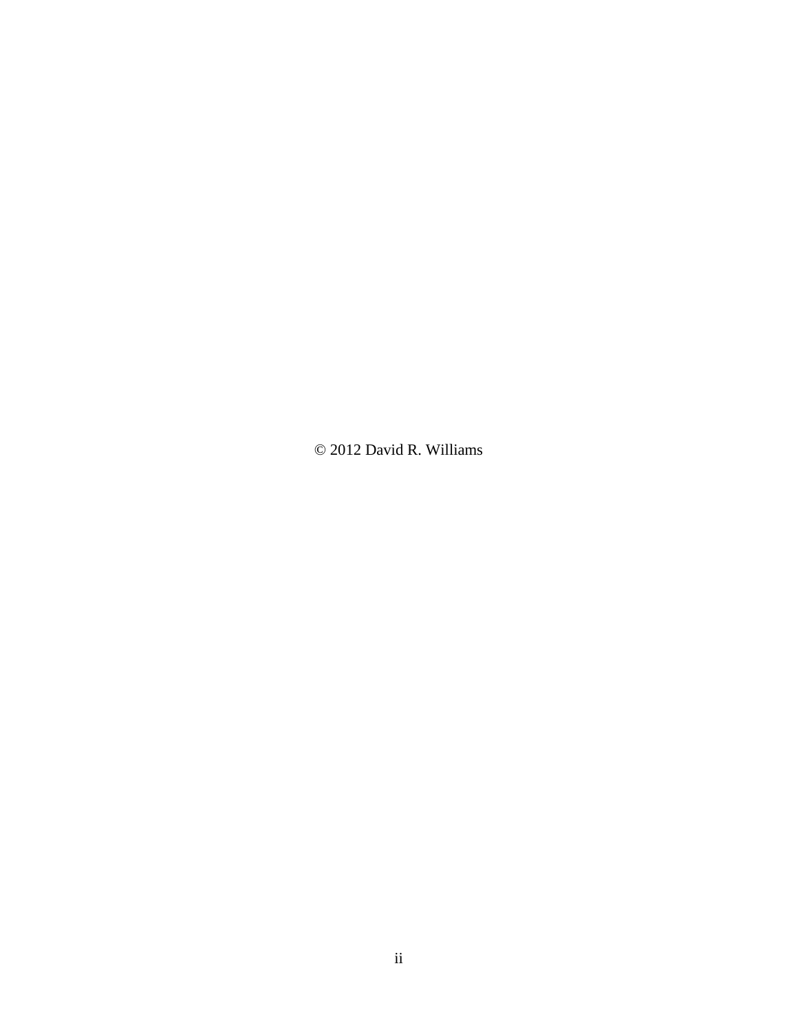© 2012 David R. Williams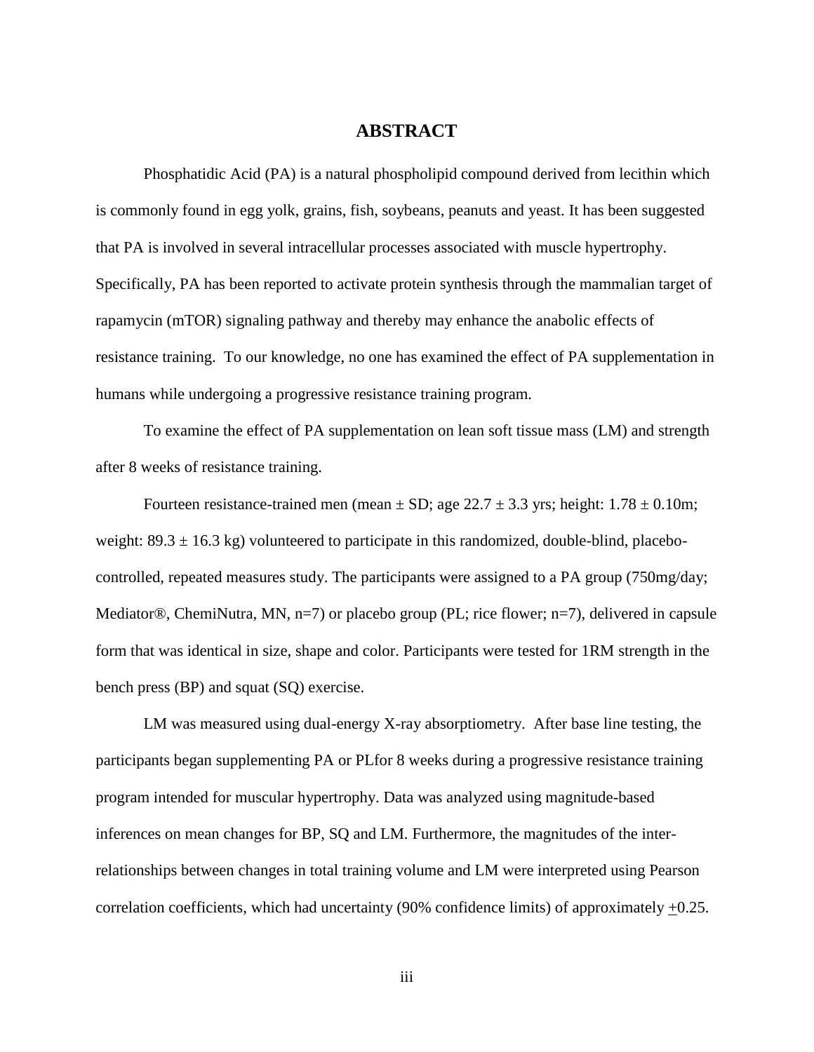# ABSTRACT

Phosphatidic Acid (PA) is a natural phospholipid compound derived from lecithin which is commonly found in egg yolk, grains, fish, soybeans, peanuts and yeast. It has been suggested that PA is involved in several intracellular processes associated with muscle hypertrophy. Specifically, PA has been reported to activate protein synthesis through the mammalian target of rapamycin (mTOR) signaling pathway and thereby may enhance the anabolic effects of resistance training. To our knowledge, no one has examined the effect of PA supplementation in humans while undergoing a progressive resistance training program.

To examine the effect of PA supplementation on lean soft tissue mass (LM) and strength after 8 weeks of resistance training.

Fourteen resistance-trained men (mean ± SD; age 22.7 ± 3.3 yrs; height: 1.78 ± 0.10m; weight: 89.3 ± 16.3 kg) volunteered to participate in this randomized, double-blind, placebo-controlled, repeated measures study. The participants were assigned to a PA group (750mg/day; Mediator®, ChemiNutra, MN, n=7) or placebo group (PL; rice flower; n=7), delivered in capsule form that was identical in size, shape and color. Participants were tested for 1RM strength in the bench press (BP) and squat (SQ) exercise.

LM was measured using dual-energy X-ray absorptiometry. After base line testing, the participants began supplementing PA or PLfor 8 weeks during a progressive resistance training program intended for muscular hypertrophy. Data was analyzed using magnitude-based inferences on mean changes for BP, SQ and LM. Furthermore, the magnitudes of the inter-relationships between changes in total training volume and LM were interpreted using Pearson correlation coefficients, which had uncertainty (90% confidence limits) of approximately ±0.25.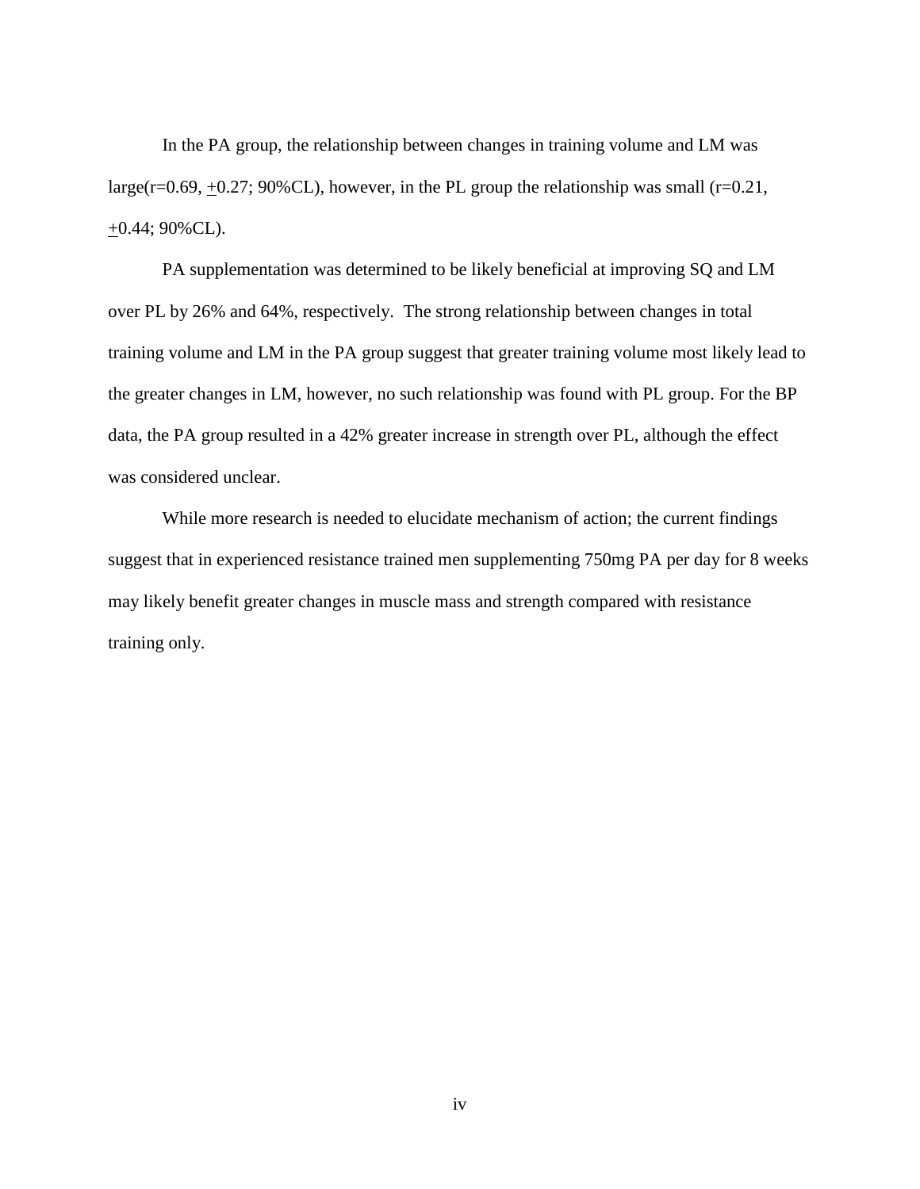In the PA group, the relationship between changes in training volume and LM was large(r=0.69, ±0.27; 90%CL), however, in the PL group the relationship was small (r=0.21, ±0.44; 90%CL).

PA supplementation was determined to be likely beneficial at improving SQ and LM over PL by 26% and 64%, respectively. The strong relationship between changes in total training volume and LM in the PA group suggest that greater training volume most likely lead to the greater changes in LM, however, no such relationship was found with PL group. For the BP data, the PA group resulted in a 42% greater increase in strength over PL, although the effect was considered unclear.

While more research is needed to elucidate mechanism of action; the current findings suggest that in experienced resistance trained men supplementing 750mg PA per day for 8 weeks may likely benefit greater changes in muscle mass and strength compared with resistance training only.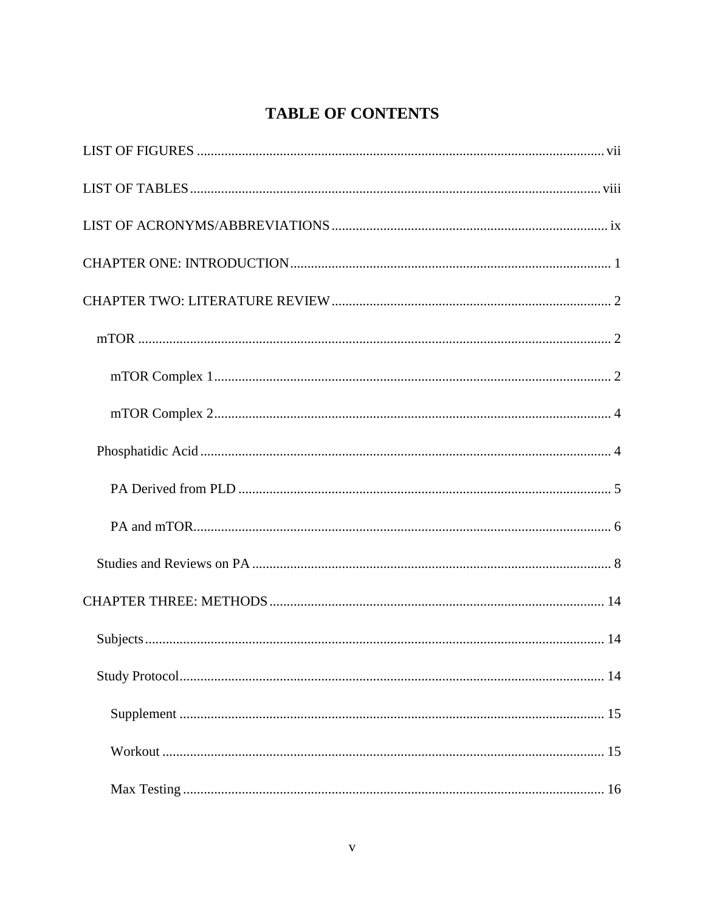# TABLE OF CONTENTS

LIST OF FIGURES .......................................................... vii

LIST OF TABLES .......................................................... viii

LIST OF ACRONYMS/ABBREVIATIONS .......................................................... ix

CHAPTER ONE: INTRODUCTION .......................................................... 1

CHAPTER TWO: LITERATURE REVIEW .......................................................... 2

- mTOR .......................................................... 2
  - mTOR Complex 1 .......................................................... 2
  - mTOR Complex 2 .......................................................... 4
- Phosphatidic Acid .......................................................... 4
  - PA Derived from PLD .......................................................... 5
  - PA and mTOR .......................................................... 6
- Studies and Reviews on PA .......................................................... 8

CHAPTER THREE: METHODS .......................................................... 14

- Subjects .......................................................... 14
- Study Protocol .......................................................... 14
  - Supplement .......................................................... 15
  - Workout .......................................................... 15
  - Max Testing .......................................................... 16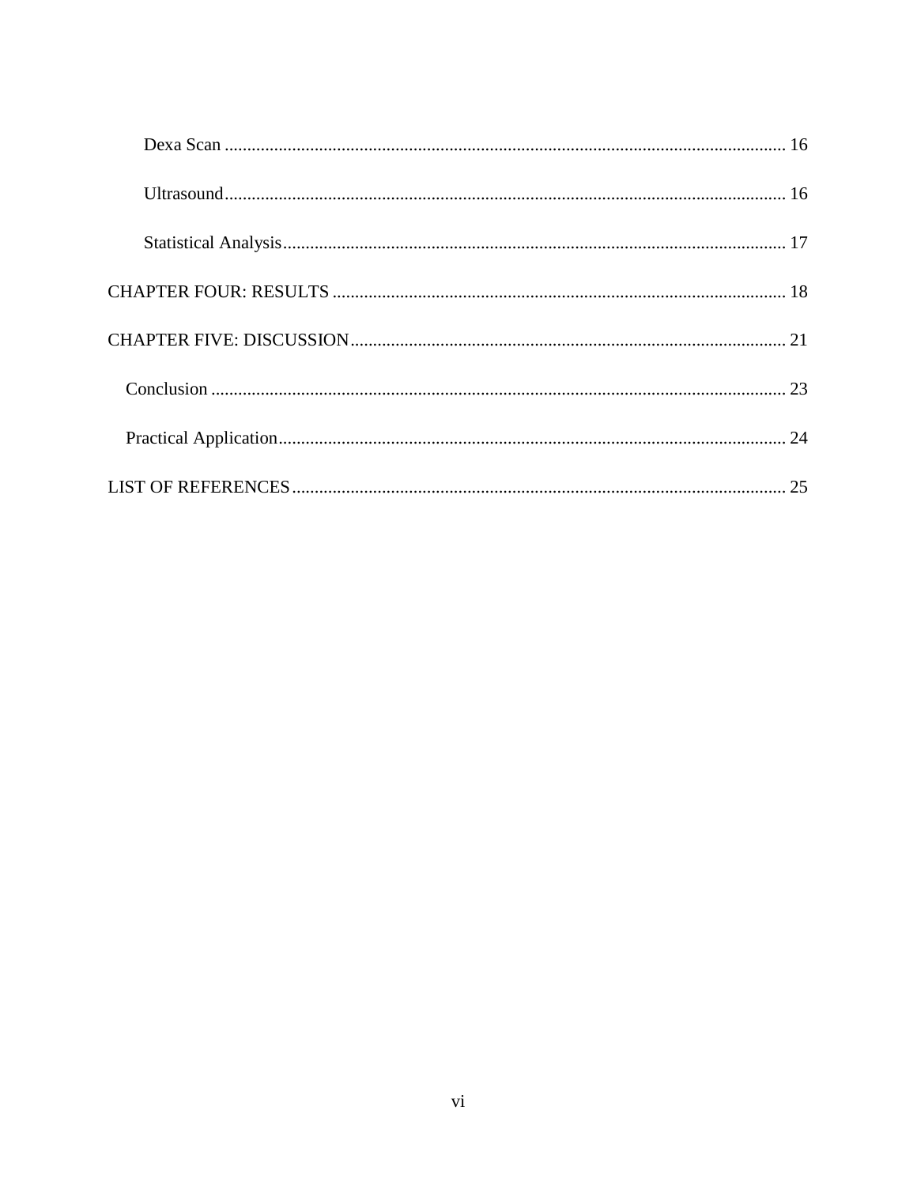Dexa Scan ........................................................................................................................... 16

Ultrasound........................................................................................................................... 16

Statistical Analysis............................................................................................................... 17

CHAPTER FOUR: RESULTS .................................................................................................... 18

CHAPTER FIVE: DISCUSSION................................................................................................ 21

Conclusion ............................................................................................................................... 23

Practical Application................................................................................................................. 24

LIST OF REFERENCES............................................................................................................. 25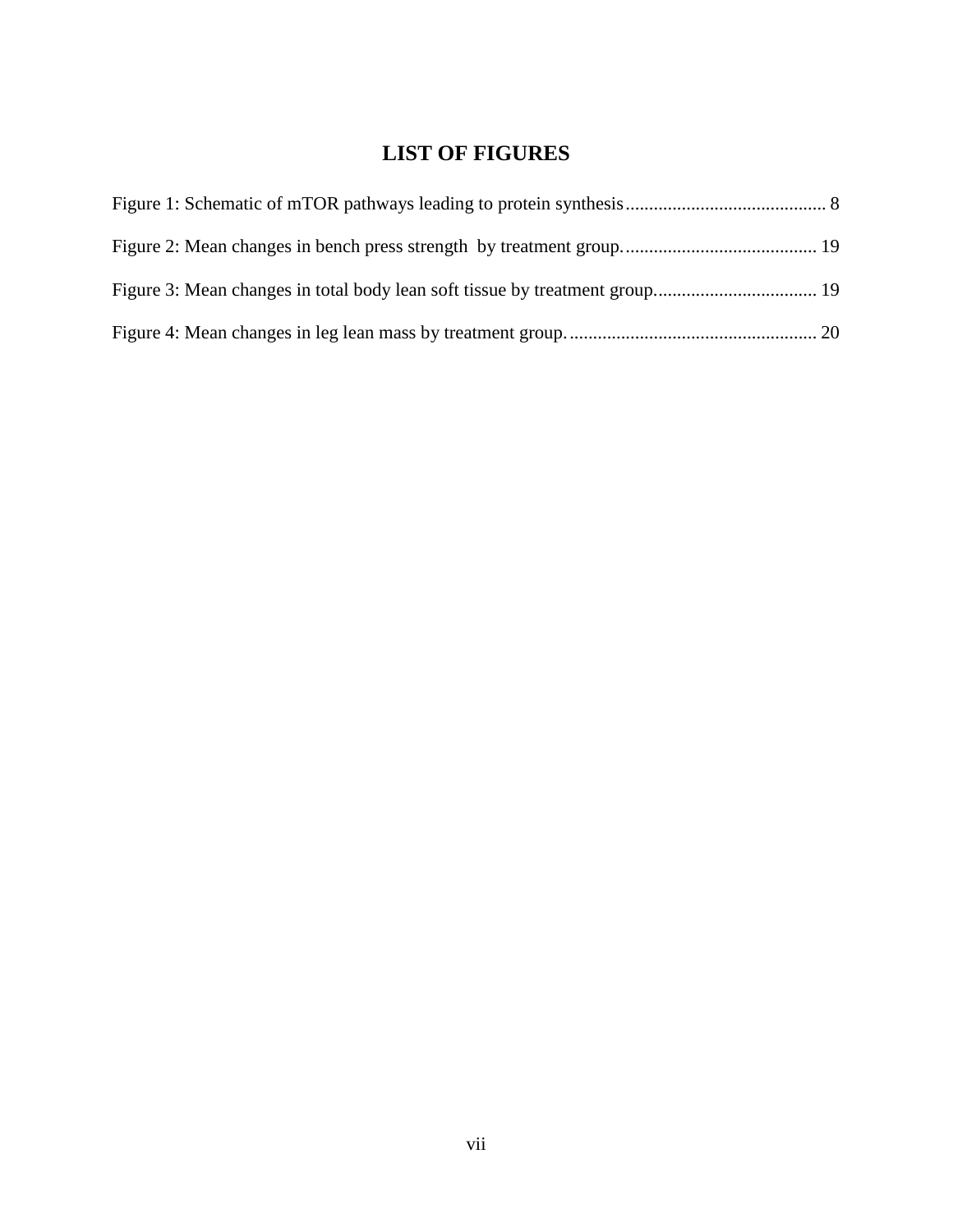# LIST OF FIGURES

Figure 1: Schematic of mTOR pathways leading to protein synthesis........................................... 8

Figure 2: Mean changes in bench press strength by treatment group......................................... 19

Figure 3: Mean changes in total body lean soft tissue by treatment group.................................. 19

Figure 4: Mean changes in leg lean mass by treatment group..................................................... 20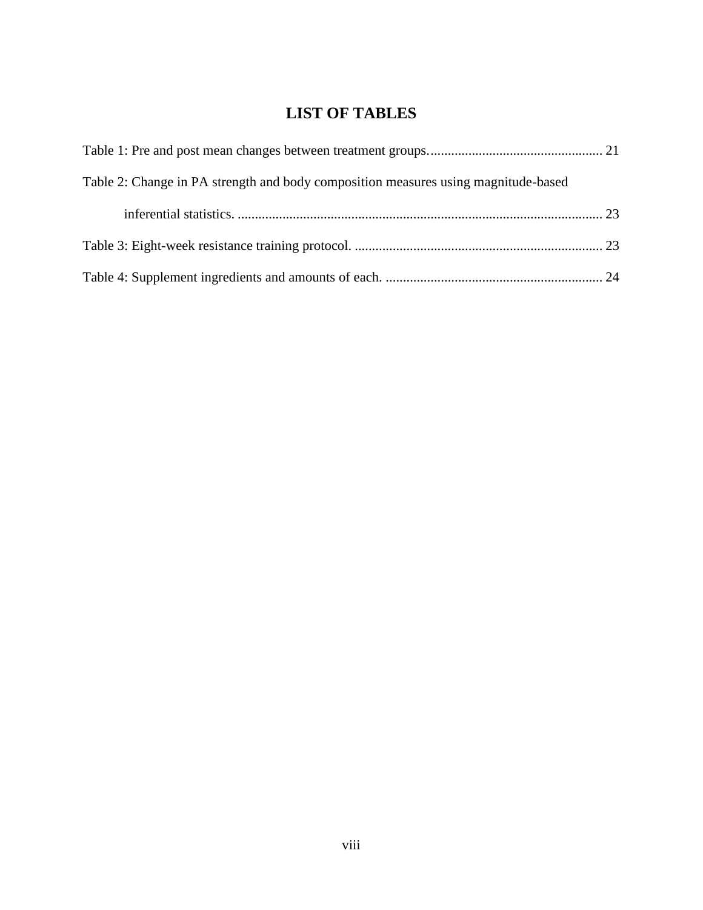# LIST OF TABLES

Table 1: Pre and post mean changes between treatment groups. .................................................. 21

Table 2: Change in PA strength and body composition measures using magnitude-based inferential statistics. ......................................................................................................... 23

Table 3: Eight-week resistance training protocol. ........................................................................ 23

Table 4: Supplement ingredients and amounts of each. ............................................................... 24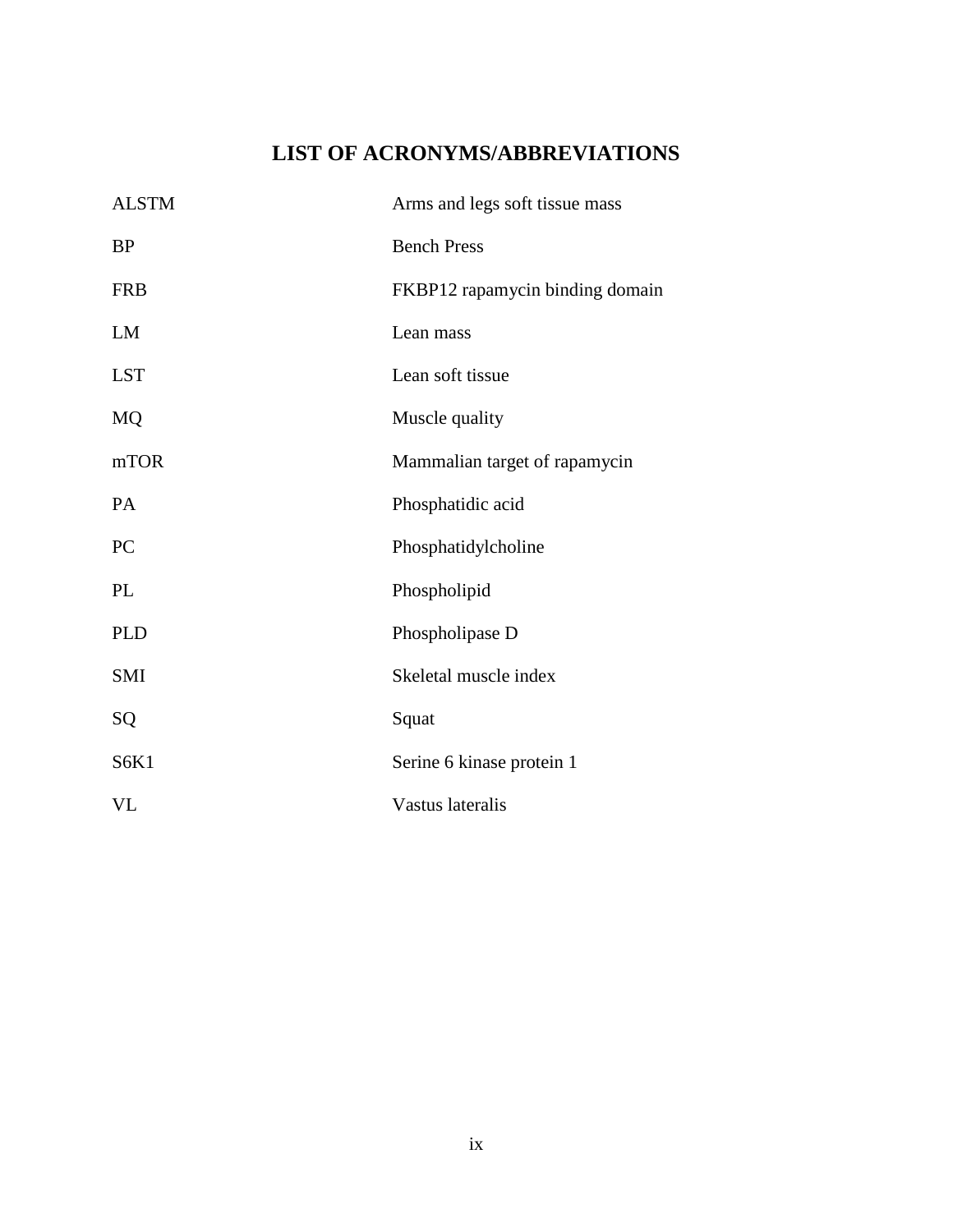# LIST OF ACRONYMS/ABBREVIATIONS

| | |
|---|---|
| ALSTM | Arms and legs soft tissue mass |
| BP | Bench Press |
| FRB | FKBP12 rapamycin binding domain |
| LM | Lean mass |
| LST | Lean soft tissue |
| MQ | Muscle quality |
| mTOR | Mammalian target of rapamycin |
| PA | Phosphatidic acid |
| PC | Phosphatidylcholine |
| PL | Phospholipid |
| PLD | Phospholipase D |
| SMI | Skeletal muscle index |
| SQ | Squat |
| S6K1 | Serine 6 kinase protein 1 |
| VL | Vastus lateralis |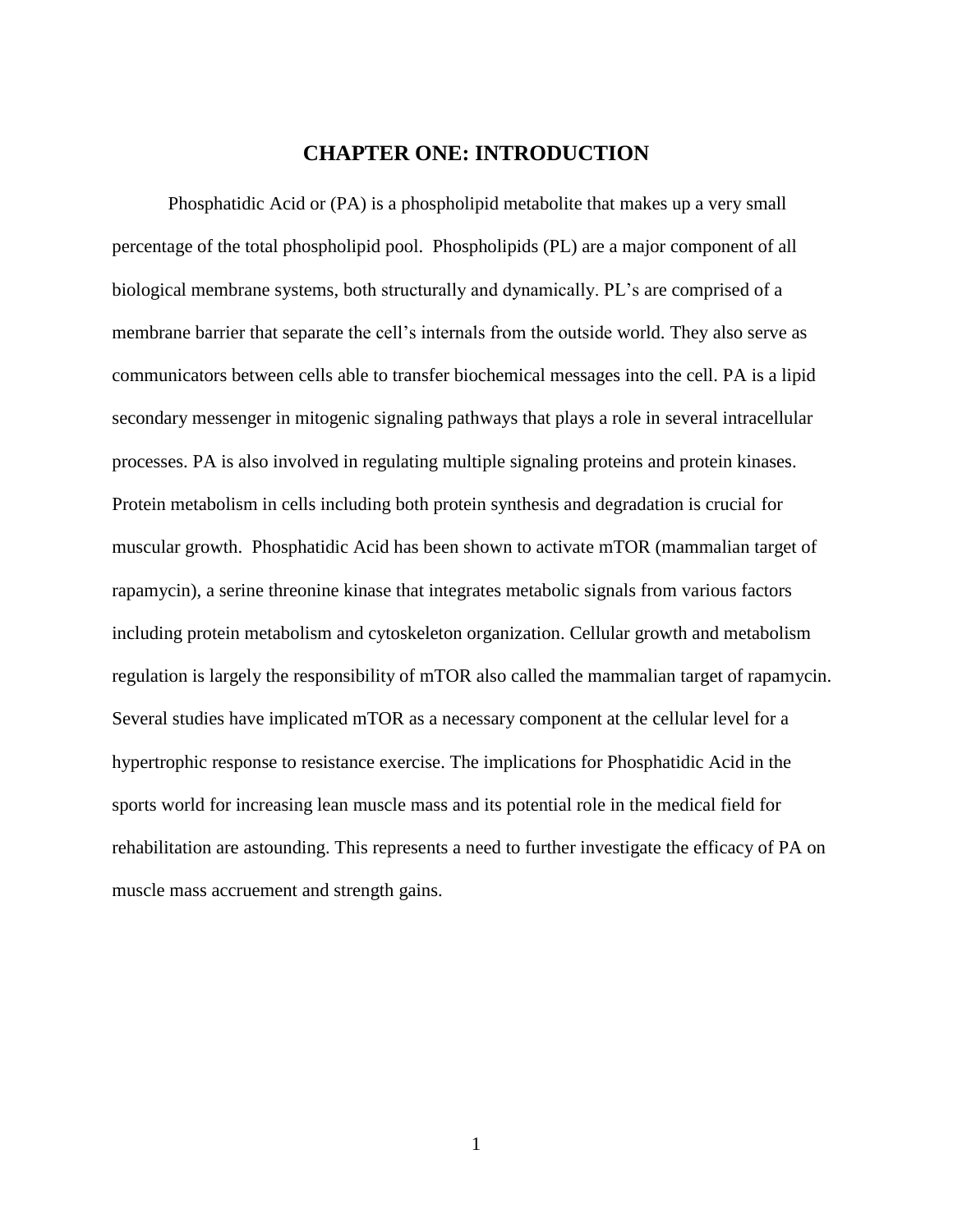# CHAPTER ONE: INTRODUCTION

Phosphatidic Acid or (PA) is a phospholipid metabolite that makes up a very small percentage of the total phospholipid pool. Phospholipids (PL) are a major component of all biological membrane systems, both structurally and dynamically. PL's are comprised of a membrane barrier that separate the cell's internals from the outside world. They also serve as communicators between cells able to transfer biochemical messages into the cell. PA is a lipid secondary messenger in mitogenic signaling pathways that plays a role in several intracellular processes. PA is also involved in regulating multiple signaling proteins and protein kinases. Protein metabolism in cells including both protein synthesis and degradation is crucial for muscular growth. Phosphatidic Acid has been shown to activate mTOR (mammalian target of rapamycin), a serine threonine kinase that integrates metabolic signals from various factors including protein metabolism and cytoskeleton organization. Cellular growth and metabolism regulation is largely the responsibility of mTOR also called the mammalian target of rapamycin. Several studies have implicated mTOR as a necessary component at the cellular level for a hypertrophic response to resistance exercise. The implications for Phosphatidic Acid in the sports world for increasing lean muscle mass and its potential role in the medical field for rehabilitation are astounding. This represents a need to further investigate the efficacy of PA on muscle mass accruement and strength gains.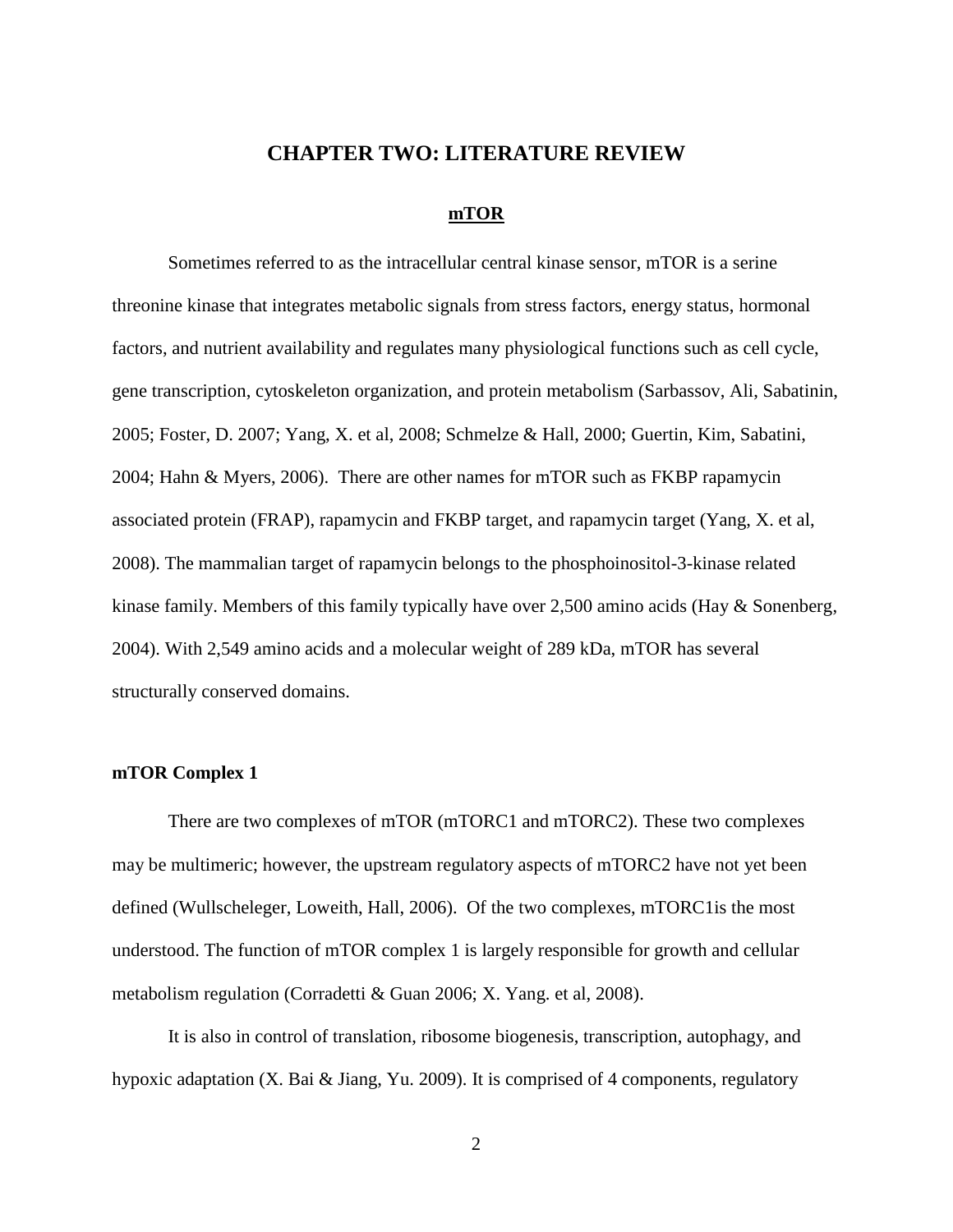# CHAPTER TWO: LITERATURE REVIEW

## mTOR

Sometimes referred to as the intracellular central kinase sensor, mTOR is a serine threonine kinase that integrates metabolic signals from stress factors, energy status, hormonal factors, and nutrient availability and regulates many physiological functions such as cell cycle, gene transcription, cytoskeleton organization, and protein metabolism (Sarbassov, Ali, Sabatinin, 2005; Foster, D. 2007; Yang, X. et al, 2008; Schmelze & Hall, 2000; Guertin, Kim, Sabatini, 2004; Hahn & Myers, 2006). There are other names for mTOR such as FKBP rapamycin associated protein (FRAP), rapamycin and FKBP target, and rapamycin target (Yang, X. et al, 2008). The mammalian target of rapamycin belongs to the phosphoinositol-3-kinase related kinase family. Members of this family typically have over 2,500 amino acids (Hay & Sonenberg, 2004). With 2,549 amino acids and a molecular weight of 289 kDa, mTOR has several structurally conserved domains.

### mTOR Complex 1

There are two complexes of mTOR (mTORC1 and mTORC2). These two complexes may be multimeric; however, the upstream regulatory aspects of mTORC2 have not yet been defined (Wullscheleger, Loweith, Hall, 2006). Of the two complexes, mTORC1is the most understood. The function of mTOR complex 1 is largely responsible for growth and cellular metabolism regulation (Corradetti & Guan 2006; X. Yang. et al, 2008).

It is also in control of translation, ribosome biogenesis, transcription, autophagy, and hypoxic adaptation (X. Bai & Jiang, Yu. 2009). It is comprised of 4 components, regulatory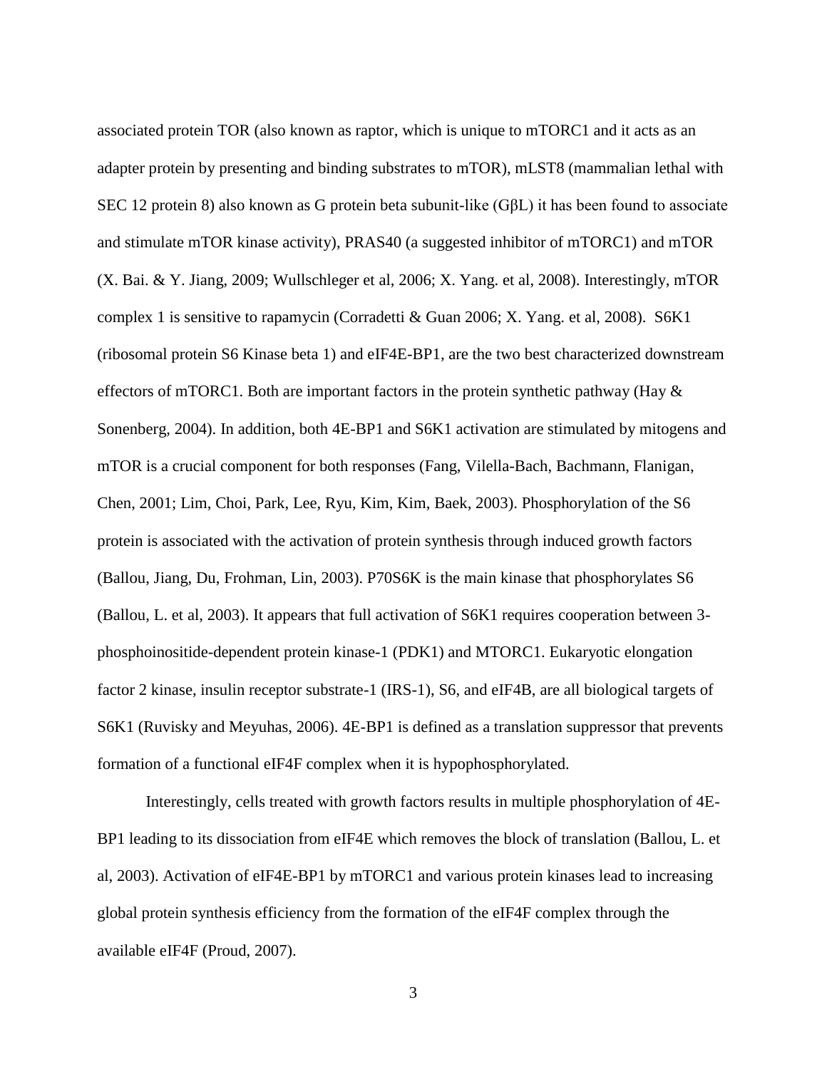associated protein TOR (also known as raptor, which is unique to mTORC1 and it acts as an adapter protein by presenting and binding substrates to mTOR), mLST8 (mammalian lethal with SEC 12 protein 8) also known as G protein beta subunit-like (GβL) it has been found to associate and stimulate mTOR kinase activity), PRAS40 (a suggested inhibitor of mTORC1) and mTOR (X. Bai. & Y. Jiang, 2009; Wullschleger et al, 2006; X. Yang. et al, 2008). Interestingly, mTOR complex 1 is sensitive to rapamycin (Corradetti & Guan 2006; X. Yang. et al, 2008). S6K1 (ribosomal protein S6 Kinase beta 1) and eIF4E-BP1, are the two best characterized downstream effectors of mTORC1. Both are important factors in the protein synthetic pathway (Hay & Sonenberg, 2004). In addition, both 4E-BP1 and S6K1 activation are stimulated by mitogens and mTOR is a crucial component for both responses (Fang, Vilella-Bach, Bachmann, Flanigan, Chen, 2001; Lim, Choi, Park, Lee, Ryu, Kim, Kim, Baek, 2003). Phosphorylation of the S6 protein is associated with the activation of protein synthesis through induced growth factors (Ballou, Jiang, Du, Frohman, Lin, 2003). P70S6K is the main kinase that phosphorylates S6 (Ballou, L. et al, 2003). It appears that full activation of S6K1 requires cooperation between 3-phosphoinositide-dependent protein kinase-1 (PDK1) and MTORC1. Eukaryotic elongation factor 2 kinase, insulin receptor substrate-1 (IRS-1), S6, and eIF4B, are all biological targets of S6K1 (Ruvisky and Meyuhas, 2006). 4E-BP1 is defined as a translation suppressor that prevents formation of a functional eIF4F complex when it is hypophosphorylated.

Interestingly, cells treated with growth factors results in multiple phosphorylation of 4E-BP1 leading to its dissociation from eIF4E which removes the block of translation (Ballou, L. et al, 2003). Activation of eIF4E-BP1 by mTORC1 and various protein kinases lead to increasing global protein synthesis efficiency from the formation of the eIF4F complex through the available eIF4F (Proud, 2007).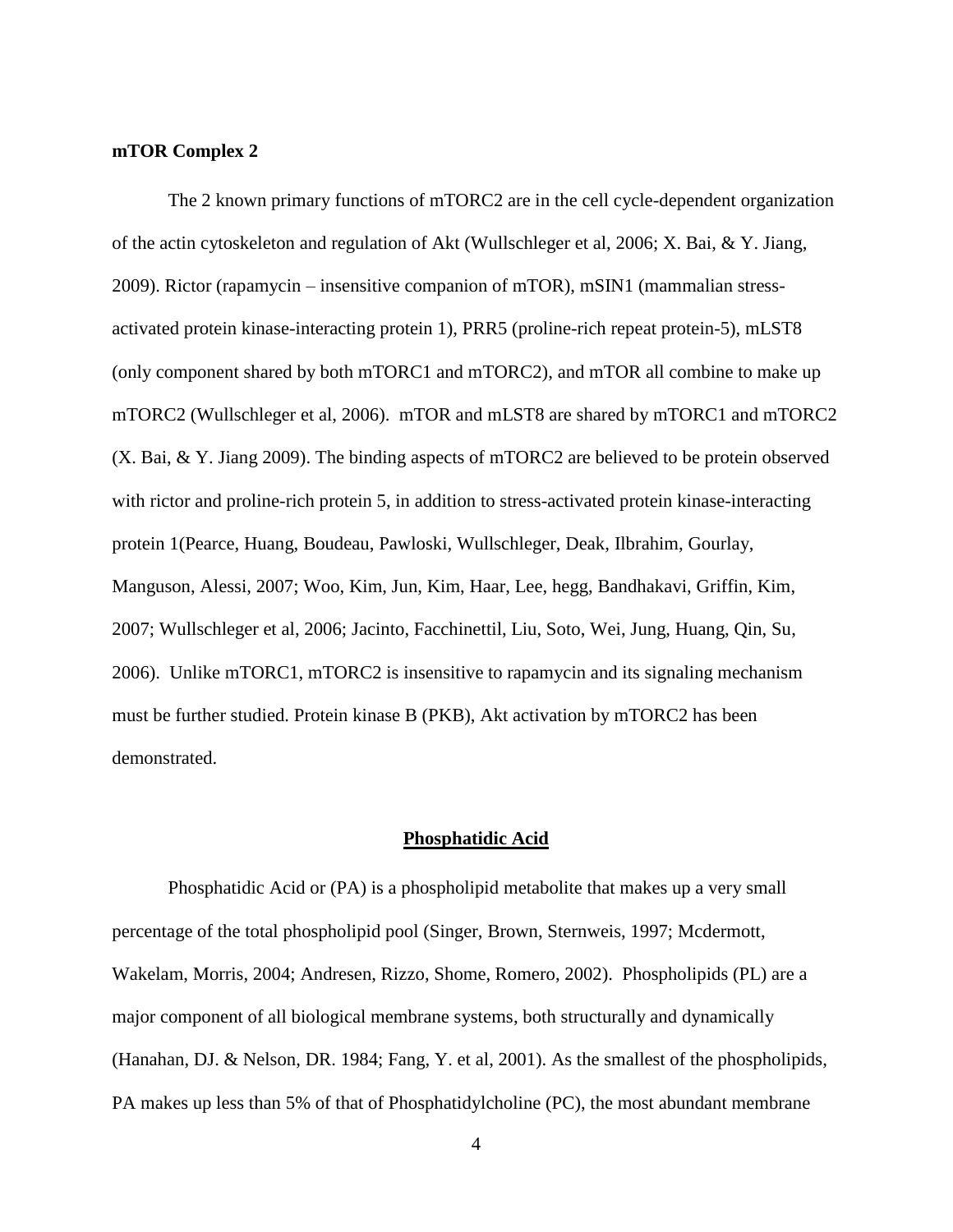**mTOR Complex 2**

The 2 known primary functions of mTORC2 are in the cell cycle-dependent organization of the actin cytoskeleton and regulation of Akt (Wullschleger et al, 2006; X. Bai, & Y. Jiang, 2009). Rictor (rapamycin – insensitive companion of mTOR), mSIN1 (mammalian stress-activated protein kinase-interacting protein 1), PRR5 (proline-rich repeat protein-5), mLST8 (only component shared by both mTORC1 and mTORC2), and mTOR all combine to make up mTORC2 (Wullschleger et al, 2006). mTOR and mLST8 are shared by mTORC1 and mTORC2 (X. Bai, & Y. Jiang 2009). The binding aspects of mTORC2 are believed to be protein observed with rictor and proline-rich protein 5, in addition to stress-activated protein kinase-interacting protein 1(Pearce, Huang, Boudeau, Pawloski, Wullschleger, Deak, Ilbrahim, Gourlay, Manguson, Alessi, 2007; Woo, Kim, Jun, Kim, Haar, Lee, hegg, Bandhakavi, Griffin, Kim, 2007; Wullschleger et al, 2006; Jacinto, Facchinettil, Liu, Soto, Wei, Jung, Huang, Qin, Su, 2006). Unlike mTORC1, mTORC2 is insensitive to rapamycin and its signaling mechanism must be further studied. Protein kinase B (PKB), Akt activation by mTORC2 has been demonstrated.

## Phosphatidic Acid

Phosphatidic Acid or (PA) is a phospholipid metabolite that makes up a very small percentage of the total phospholipid pool (Singer, Brown, Sternweis, 1997; Mcdermott, Wakelam, Morris, 2004; Andresen, Rizzo, Shome, Romero, 2002). Phospholipids (PL) are a major component of all biological membrane systems, both structurally and dynamically (Hanahan, DJ. & Nelson, DR. 1984; Fang, Y. et al, 2001). As the smallest of the phospholipids, PA makes up less than 5% of that of Phosphatidylcholine (PC), the most abundant membrane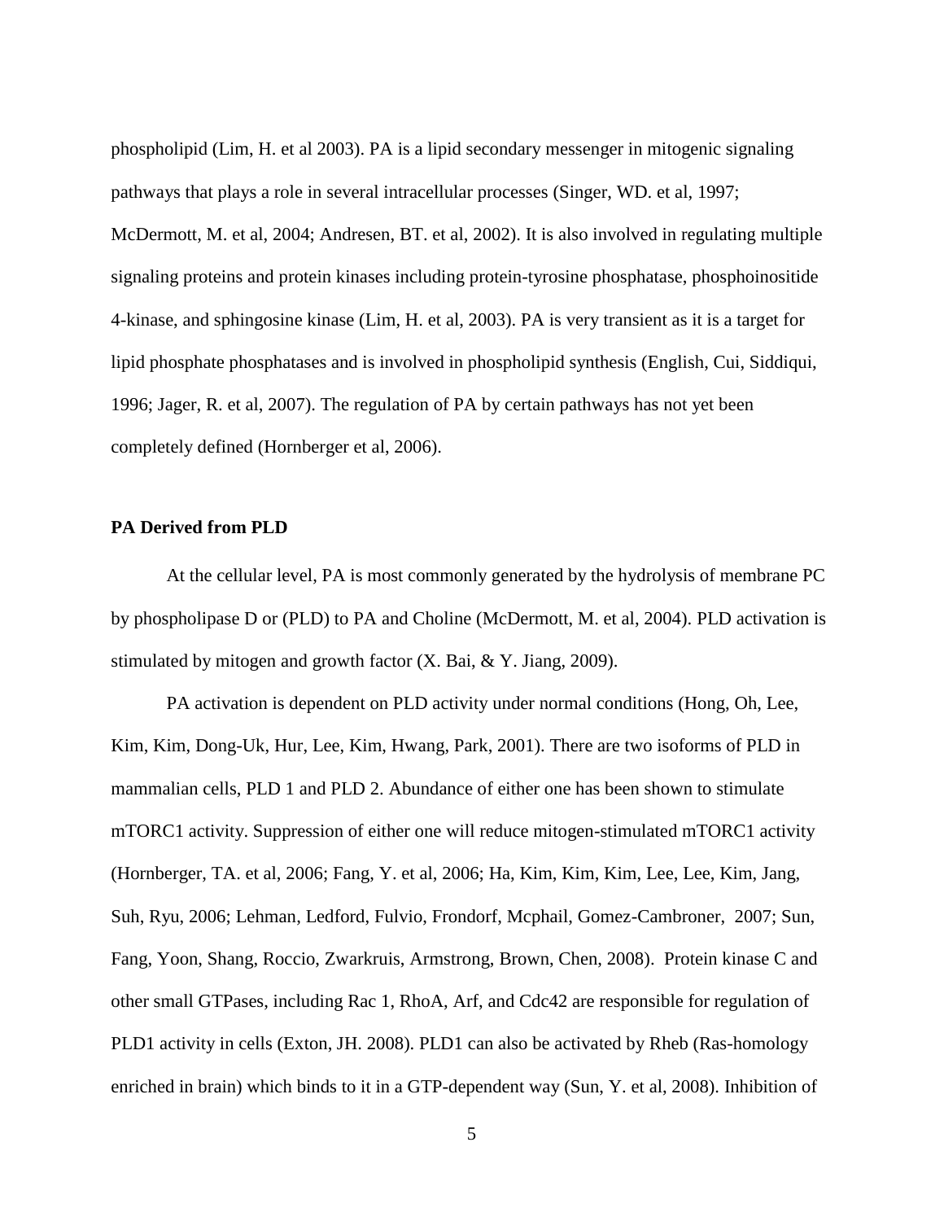phospholipid (Lim, H. et al 2003). PA is a lipid secondary messenger in mitogenic signaling pathways that plays a role in several intracellular processes (Singer, WD. et al, 1997; McDermott, M. et al, 2004; Andresen, BT. et al, 2002). It is also involved in regulating multiple signaling proteins and protein kinases including protein-tyrosine phosphatase, phosphoinositide 4-kinase, and sphingosine kinase (Lim, H. et al, 2003). PA is very transient as it is a target for lipid phosphate phosphatases and is involved in phospholipid synthesis (English, Cui, Siddiqui, 1996; Jager, R. et al, 2007). The regulation of PA by certain pathways has not yet been completely defined (Hornberger et al, 2006).

**PA Derived from PLD**

At the cellular level, PA is most commonly generated by the hydrolysis of membrane PC by phospholipase D or (PLD) to PA and Choline (McDermott, M. et al, 2004). PLD activation is stimulated by mitogen and growth factor (X. Bai, & Y. Jiang, 2009).

PA activation is dependent on PLD activity under normal conditions (Hong, Oh, Lee, Kim, Kim, Dong-Uk, Hur, Lee, Kim, Hwang, Park, 2001). There are two isoforms of PLD in mammalian cells, PLD 1 and PLD 2. Abundance of either one has been shown to stimulate mTORC1 activity. Suppression of either one will reduce mitogen-stimulated mTORC1 activity (Hornberger, TA. et al, 2006; Fang, Y. et al, 2006; Ha, Kim, Kim, Kim, Lee, Lee, Kim, Jang, Suh, Ryu, 2006; Lehman, Ledford, Fulvio, Frondorf, Mcphail, Gomez-Cambroner, 2007; Sun, Fang, Yoon, Shang, Roccio, Zwarkruis, Armstrong, Brown, Chen, 2008). Protein kinase C and other small GTPases, including Rac 1, RhoA, Arf, and Cdc42 are responsible for regulation of PLD1 activity in cells (Exton, JH. 2008). PLD1 can also be activated by Rheb (Ras-homology enriched in brain) which binds to it in a GTP-dependent way (Sun, Y. et al, 2008). Inhibition of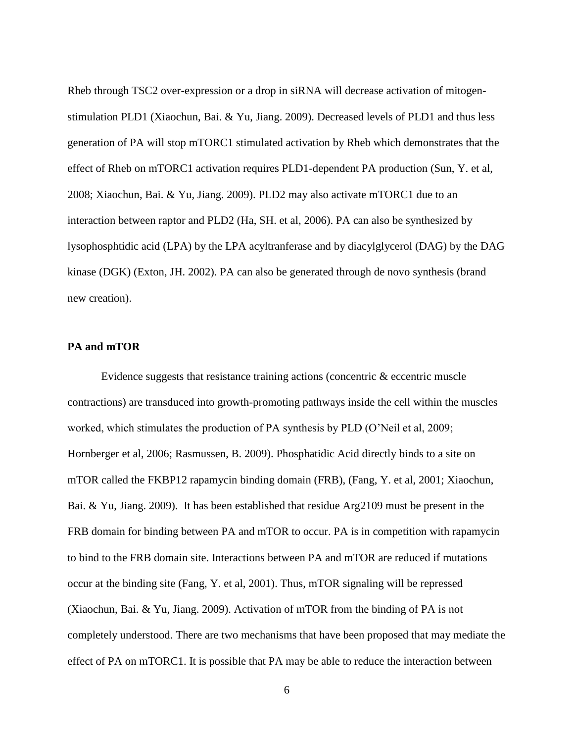Rheb through TSC2 over-expression or a drop in siRNA will decrease activation of mitogen-stimulation PLD1 (Xiaochun, Bai. & Yu, Jiang. 2009). Decreased levels of PLD1 and thus less generation of PA will stop mTORC1 stimulated activation by Rheb which demonstrates that the effect of Rheb on mTORC1 activation requires PLD1-dependent PA production (Sun, Y. et al, 2008; Xiaochun, Bai. & Yu, Jiang. 2009). PLD2 may also activate mTORC1 due to an interaction between raptor and PLD2 (Ha, SH. et al, 2006). PA can also be synthesized by lysophosphtidic acid (LPA) by the LPA acyltranferase and by diacylglycerol (DAG) by the DAG kinase (DGK) (Exton, JH. 2002). PA can also be generated through de novo synthesis (brand new creation).

**PA and mTOR**

Evidence suggests that resistance training actions (concentric & eccentric muscle contractions) are transduced into growth-promoting pathways inside the cell within the muscles worked, which stimulates the production of PA synthesis by PLD (O'Neil et al, 2009; Hornberger et al, 2006; Rasmussen, B. 2009). Phosphatidic Acid directly binds to a site on mTOR called the FKBP12 rapamycin binding domain (FRB), (Fang, Y. et al, 2001; Xiaochun, Bai. & Yu, Jiang. 2009). It has been established that residue Arg2109 must be present in the FRB domain for binding between PA and mTOR to occur. PA is in competition with rapamycin to bind to the FRB domain site. Interactions between PA and mTOR are reduced if mutations occur at the binding site (Fang, Y. et al, 2001). Thus, mTOR signaling will be repressed (Xiaochun, Bai. & Yu, Jiang. 2009). Activation of mTOR from the binding of PA is not completely understood. There are two mechanisms that have been proposed that may mediate the effect of PA on mTORC1. It is possible that PA may be able to reduce the interaction between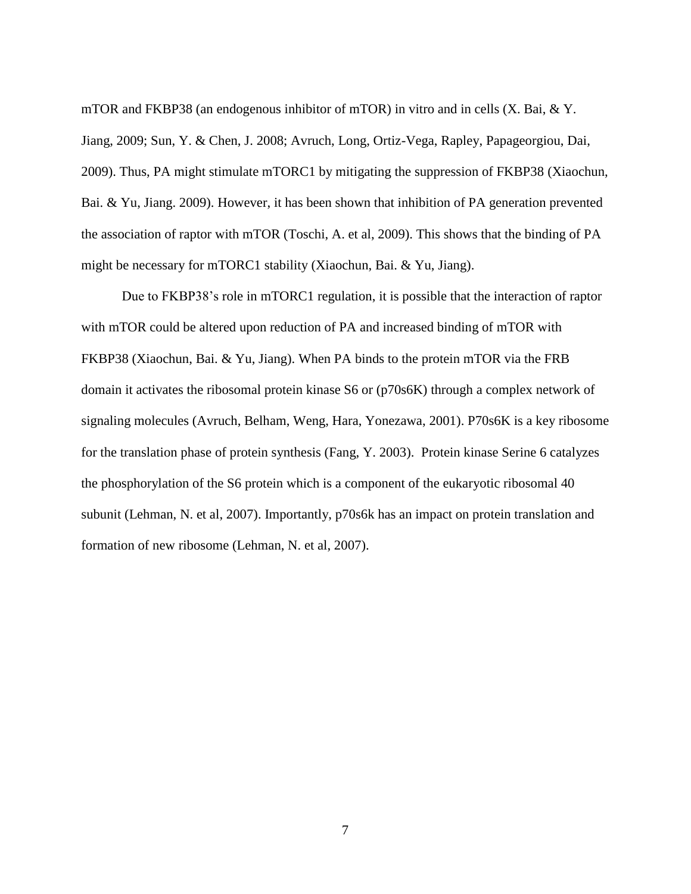mTOR and FKBP38 (an endogenous inhibitor of mTOR) in vitro and in cells (X. Bai, & Y. Jiang, 2009; Sun, Y. & Chen, J. 2008; Avruch, Long, Ortiz-Vega, Rapley, Papageorgiou, Dai, 2009). Thus, PA might stimulate mTORC1 by mitigating the suppression of FKBP38 (Xiaochun, Bai. & Yu, Jiang. 2009). However, it has been shown that inhibition of PA generation prevented the association of raptor with mTOR (Toschi, A. et al, 2009). This shows that the binding of PA might be necessary for mTORC1 stability (Xiaochun, Bai. & Yu, Jiang).

Due to FKBP38's role in mTORC1 regulation, it is possible that the interaction of raptor with mTOR could be altered upon reduction of PA and increased binding of mTOR with FKBP38 (Xiaochun, Bai. & Yu, Jiang). When PA binds to the protein mTOR via the FRB domain it activates the ribosomal protein kinase S6 or (p70s6K) through a complex network of signaling molecules (Avruch, Belham, Weng, Hara, Yonezawa, 2001). P70s6K is a key ribosome for the translation phase of protein synthesis (Fang, Y. 2003). Protein kinase Serine 6 catalyzes the phosphorylation of the S6 protein which is a component of the eukaryotic ribosomal 40 subunit (Lehman, N. et al, 2007). Importantly, p70s6k has an impact on protein translation and formation of new ribosome (Lehman, N. et al, 2007).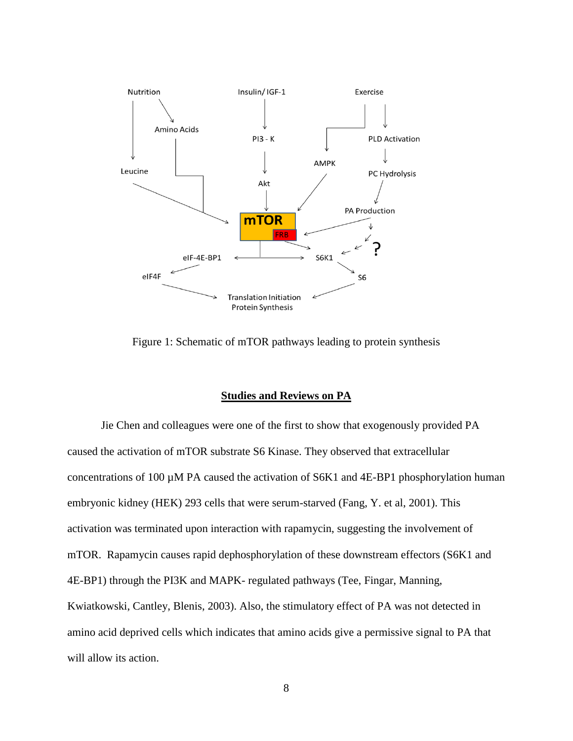Figure 1: Schematic of mTOR pathways leading to protein synthesis

## Studies and Reviews on PA

Jie Chen and colleagues were one of the first to show that exogenously provided PA caused the activation of mTOR substrate S6 Kinase. They observed that extracellular concentrations of 100 µM PA caused the activation of S6K1 and 4E-BP1 phosphorylation human embryonic kidney (HEK) 293 cells that were serum-starved (Fang, Y. et al, 2001). This activation was terminated upon interaction with rapamycin, suggesting the involvement of mTOR. Rapamycin causes rapid dephosphorylation of these downstream effectors (S6K1 and 4E-BP1) through the PI3K and MAPK- regulated pathways (Tee, Fingar, Manning, Kwiatkowski, Cantley, Blenis, 2003). Also, the stimulatory effect of PA was not detected in amino acid deprived cells which indicates that amino acids give a permissive signal to PA that will allow its action.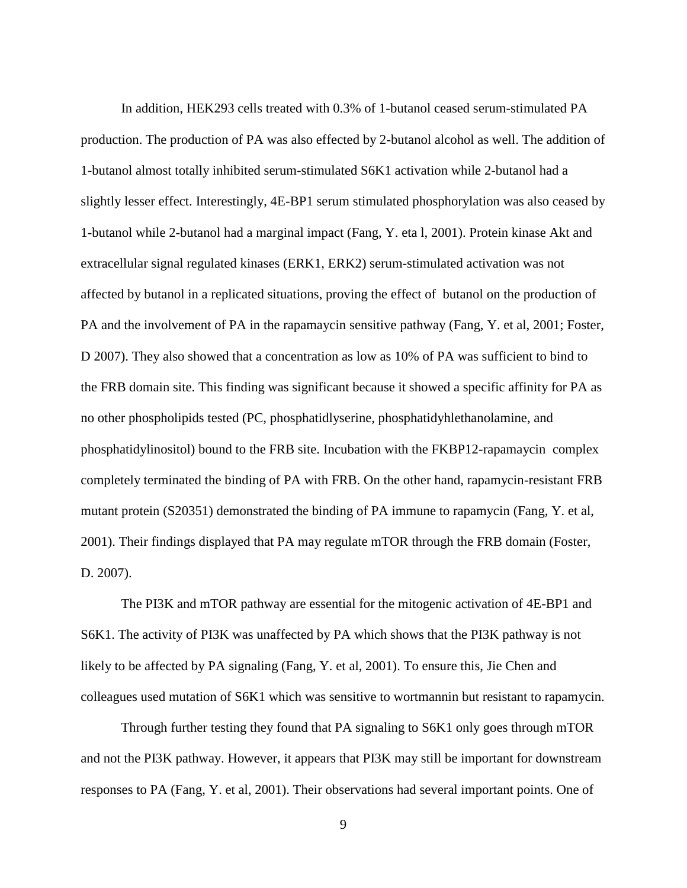In addition, HEK293 cells treated with 0.3% of 1-butanol ceased serum-stimulated PA production. The production of PA was also effected by 2-butanol alcohol as well. The addition of 1-butanol almost totally inhibited serum-stimulated S6K1 activation while 2-butanol had a slightly lesser effect. Interestingly, 4E-BP1 serum stimulated phosphorylation was also ceased by 1-butanol while 2-butanol had a marginal impact (Fang, Y. eta l, 2001). Protein kinase Akt and extracellular signal regulated kinases (ERK1, ERK2) serum-stimulated activation was not affected by butanol in a replicated situations, proving the effect of butanol on the production of PA and the involvement of PA in the rapamaycin sensitive pathway (Fang, Y. et al, 2001; Foster, D 2007). They also showed that a concentration as low as 10% of PA was sufficient to bind to the FRB domain site. This finding was significant because it showed a specific affinity for PA as no other phospholipids tested (PC, phosphatidlyserine, phosphatidyhlethanolamine, and phosphatidylinositol) bound to the FRB site. Incubation with the FKBP12-rapamaycin complex completely terminated the binding of PA with FRB. On the other hand, rapamycin-resistant FRB mutant protein (S20351) demonstrated the binding of PA immune to rapamycin (Fang, Y. et al, 2001). Their findings displayed that PA may regulate mTOR through the FRB domain (Foster, D. 2007).

The PI3K and mTOR pathway are essential for the mitogenic activation of 4E-BP1 and S6K1. The activity of PI3K was unaffected by PA which shows that the PI3K pathway is not likely to be affected by PA signaling (Fang, Y. et al, 2001). To ensure this, Jie Chen and colleagues used mutation of S6K1 which was sensitive to wortmannin but resistant to rapamycin.

Through further testing they found that PA signaling to S6K1 only goes through mTOR and not the PI3K pathway. However, it appears that PI3K may still be important for downstream responses to PA (Fang, Y. et al, 2001). Their observations had several important points. One of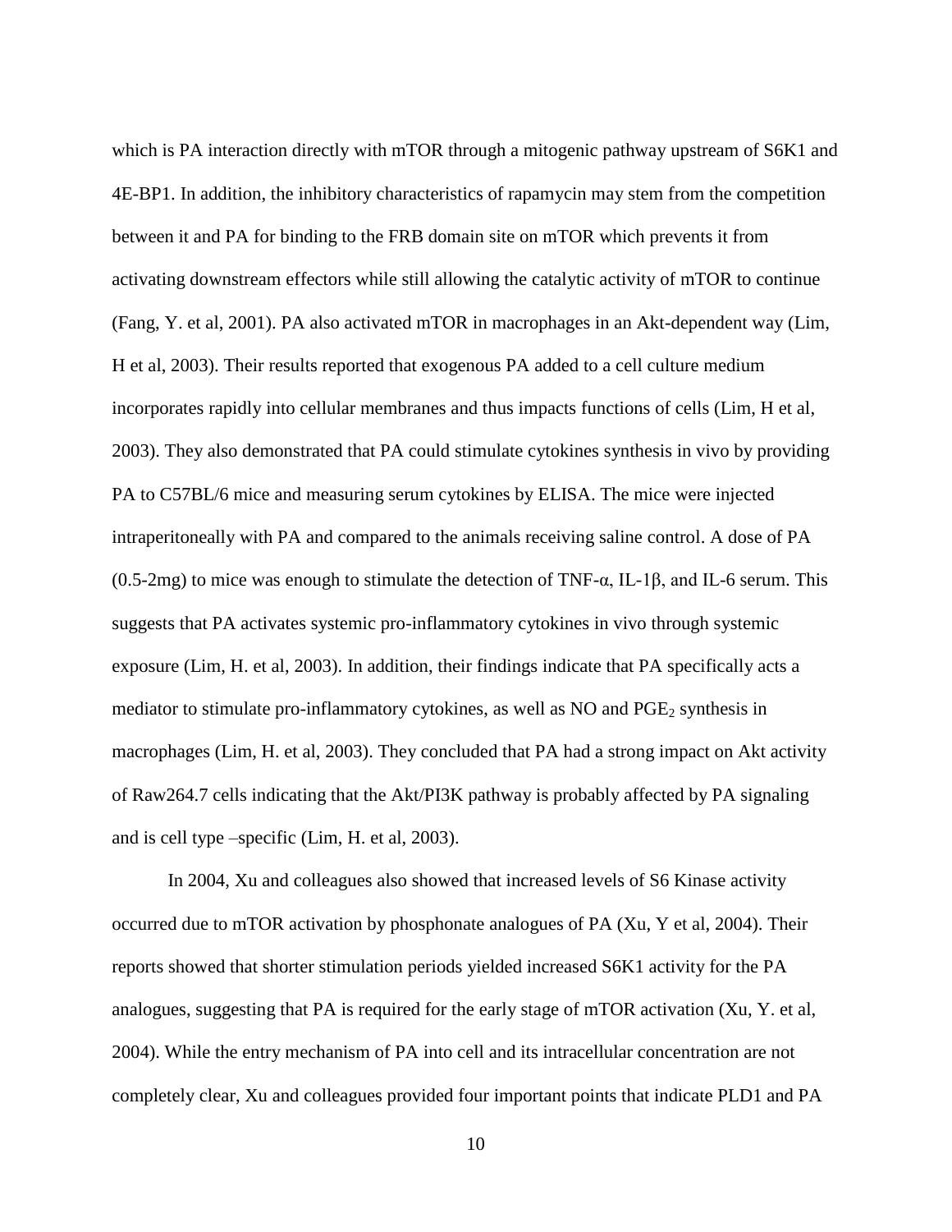which is PA interaction directly with mTOR through a mitogenic pathway upstream of S6K1 and 4E-BP1. In addition, the inhibitory characteristics of rapamycin may stem from the competition between it and PA for binding to the FRB domain site on mTOR which prevents it from activating downstream effectors while still allowing the catalytic activity of mTOR to continue (Fang, Y. et al, 2001). PA also activated mTOR in macrophages in an Akt-dependent way (Lim, H et al, 2003). Their results reported that exogenous PA added to a cell culture medium incorporates rapidly into cellular membranes and thus impacts functions of cells (Lim, H et al, 2003). They also demonstrated that PA could stimulate cytokines synthesis in vivo by providing PA to C57BL/6 mice and measuring serum cytokines by ELISA. The mice were injected intraperitoneally with PA and compared to the animals receiving saline control. A dose of PA (0.5-2mg) to mice was enough to stimulate the detection of TNF-α, IL-1β, and IL-6 serum. This suggests that PA activates systemic pro-inflammatory cytokines in vivo through systemic exposure (Lim, H. et al, 2003). In addition, their findings indicate that PA specifically acts a mediator to stimulate pro-inflammatory cytokines, as well as NO and $PGE_2$ synthesis in macrophages (Lim, H. et al, 2003). They concluded that PA had a strong impact on Akt activity of Raw264.7 cells indicating that the Akt/PI3K pathway is probably affected by PA signaling and is cell type –specific (Lim, H. et al, 2003).

In 2004, Xu and colleagues also showed that increased levels of S6 Kinase activity occurred due to mTOR activation by phosphonate analogues of PA (Xu, Y et al, 2004). Their reports showed that shorter stimulation periods yielded increased S6K1 activity for the PA analogues, suggesting that PA is required for the early stage of mTOR activation (Xu, Y. et al, 2004). While the entry mechanism of PA into cell and its intracellular concentration are not completely clear, Xu and colleagues provided four important points that indicate PLD1 and PA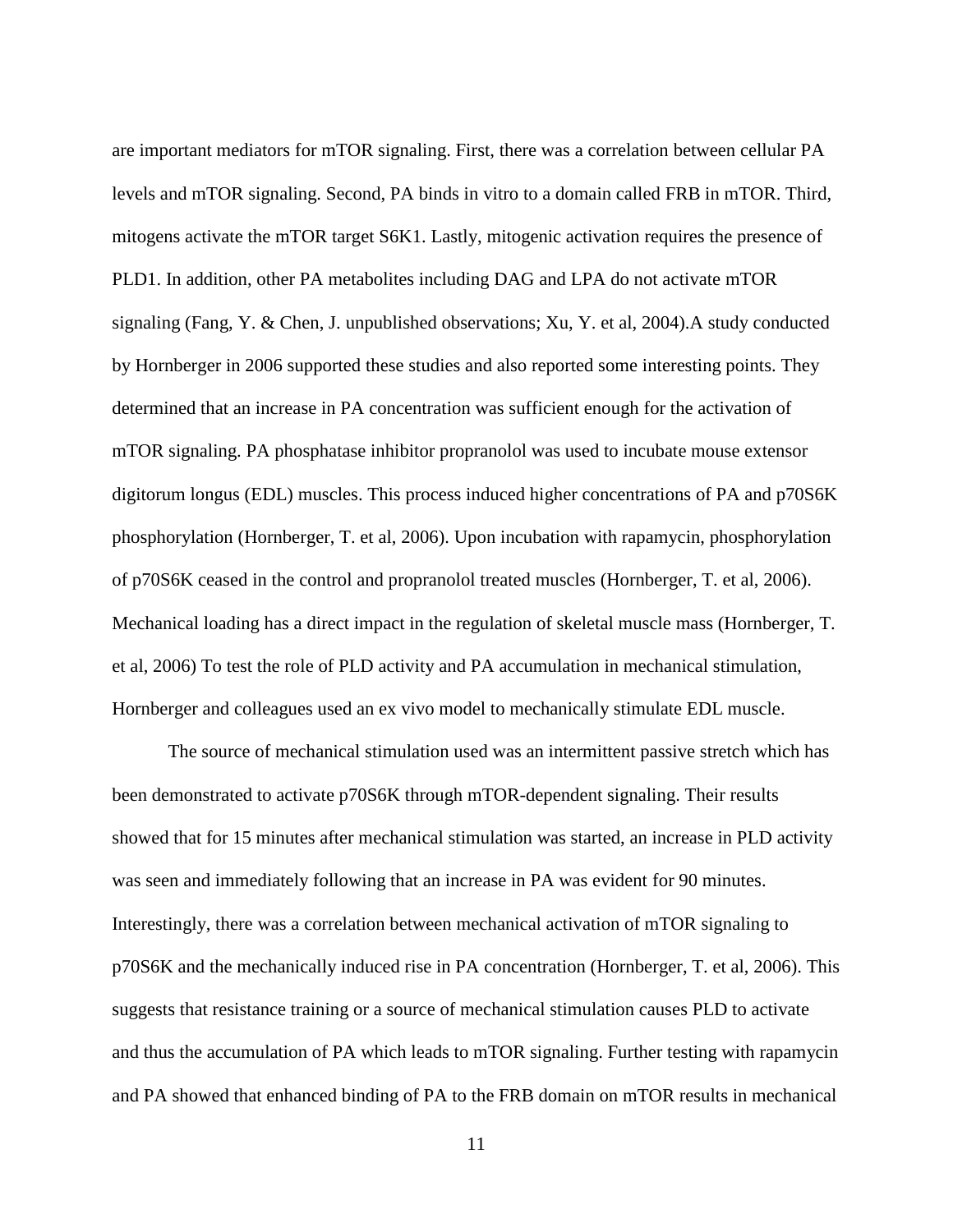are important mediators for mTOR signaling. First, there was a correlation between cellular PA levels and mTOR signaling. Second, PA binds in vitro to a domain called FRB in mTOR. Third, mitogens activate the mTOR target S6K1. Lastly, mitogenic activation requires the presence of PLD1. In addition, other PA metabolites including DAG and LPA do not activate mTOR signaling (Fang, Y. & Chen, J. unpublished observations; Xu, Y. et al, 2004).A study conducted by Hornberger in 2006 supported these studies and also reported some interesting points. They determined that an increase in PA concentration was sufficient enough for the activation of mTOR signaling. PA phosphatase inhibitor propranolol was used to incubate mouse extensor digitorum longus (EDL) muscles. This process induced higher concentrations of PA and p70S6K phosphorylation (Hornberger, T. et al, 2006). Upon incubation with rapamycin, phosphorylation of p70S6K ceased in the control and propranolol treated muscles (Hornberger, T. et al, 2006). Mechanical loading has a direct impact in the regulation of skeletal muscle mass (Hornberger, T. et al, 2006) To test the role of PLD activity and PA accumulation in mechanical stimulation, Hornberger and colleagues used an ex vivo model to mechanically stimulate EDL muscle.

The source of mechanical stimulation used was an intermittent passive stretch which has been demonstrated to activate p70S6K through mTOR-dependent signaling. Their results showed that for 15 minutes after mechanical stimulation was started, an increase in PLD activity was seen and immediately following that an increase in PA was evident for 90 minutes. Interestingly, there was a correlation between mechanical activation of mTOR signaling to p70S6K and the mechanically induced rise in PA concentration (Hornberger, T. et al, 2006). This suggests that resistance training or a source of mechanical stimulation causes PLD to activate and thus the accumulation of PA which leads to mTOR signaling. Further testing with rapamycin and PA showed that enhanced binding of PA to the FRB domain on mTOR results in mechanical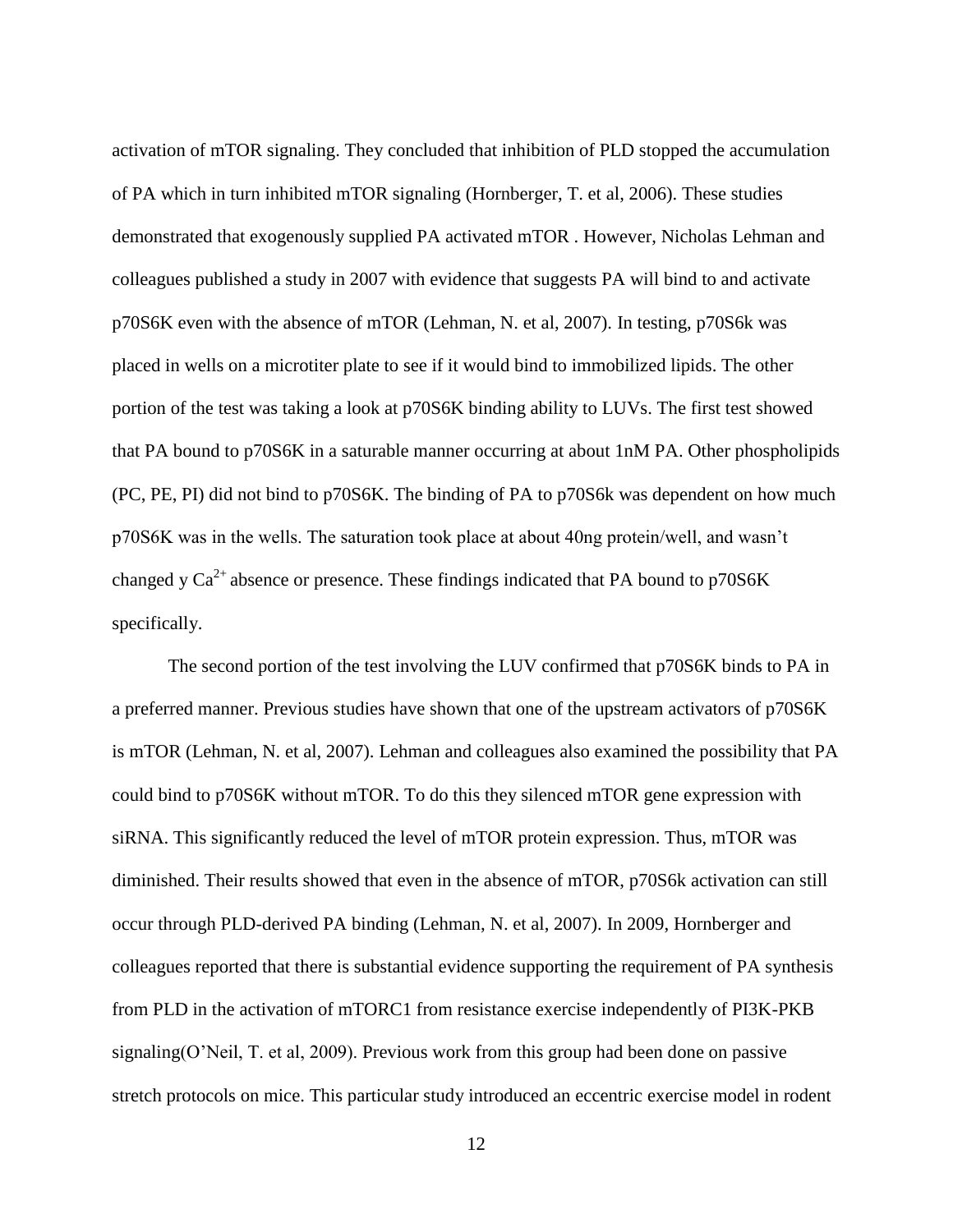activation of mTOR signaling. They concluded that inhibition of PLD stopped the accumulation of PA which in turn inhibited mTOR signaling (Hornberger, T. et al, 2006). These studies demonstrated that exogenously supplied PA activated mTOR . However, Nicholas Lehman and colleagues published a study in 2007 with evidence that suggests PA will bind to and activate p70S6K even with the absence of mTOR (Lehman, N. et al, 2007). In testing, p70S6k was placed in wells on a microtiter plate to see if it would bind to immobilized lipids. The other portion of the test was taking a look at p70S6K binding ability to LUVs. The first test showed that PA bound to p70S6K in a saturable manner occurring at about 1nM PA. Other phospholipids (PC, PE, PI) did not bind to p70S6K. The binding of PA to p70S6k was dependent on how much p70S6K was in the wells. The saturation took place at about 40ng protein/well, and wasn't changed y $Ca^{2+}$ absence or presence. These findings indicated that PA bound to p70S6K specifically.

The second portion of the test involving the LUV confirmed that p70S6K binds to PA in a preferred manner. Previous studies have shown that one of the upstream activators of p70S6K is mTOR (Lehman, N. et al, 2007). Lehman and colleagues also examined the possibility that PA could bind to p70S6K without mTOR. To do this they silenced mTOR gene expression with siRNA. This significantly reduced the level of mTOR protein expression. Thus, mTOR was diminished. Their results showed that even in the absence of mTOR, p70S6k activation can still occur through PLD-derived PA binding (Lehman, N. et al, 2007). In 2009, Hornberger and colleagues reported that there is substantial evidence supporting the requirement of PA synthesis from PLD in the activation of mTORC1 from resistance exercise independently of PI3K-PKB signaling(O'Neil, T. et al, 2009). Previous work from this group had been done on passive stretch protocols on mice. This particular study introduced an eccentric exercise model in rodent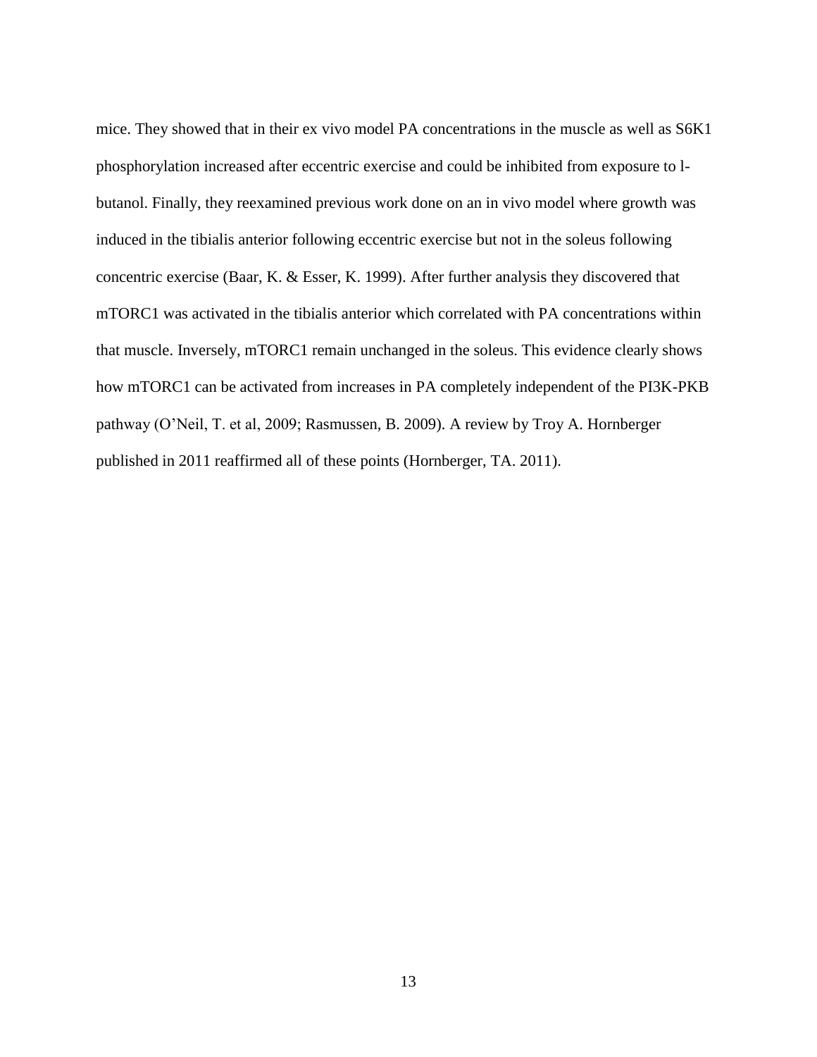mice. They showed that in their ex vivo model PA concentrations in the muscle as well as S6K1 phosphorylation increased after eccentric exercise and could be inhibited from exposure to l-butanol. Finally, they reexamined previous work done on an in vivo model where growth was induced in the tibialis anterior following eccentric exercise but not in the soleus following concentric exercise (Baar, K. & Esser, K. 1999). After further analysis they discovered that mTORC1 was activated in the tibialis anterior which correlated with PA concentrations within that muscle. Inversely, mTORC1 remain unchanged in the soleus. This evidence clearly shows how mTORC1 can be activated from increases in PA completely independent of the PI3K-PKB pathway (O'Neil, T. et al, 2009; Rasmussen, B. 2009). A review by Troy A. Hornberger published in 2011 reaffirmed all of these points (Hornberger, TA. 2011).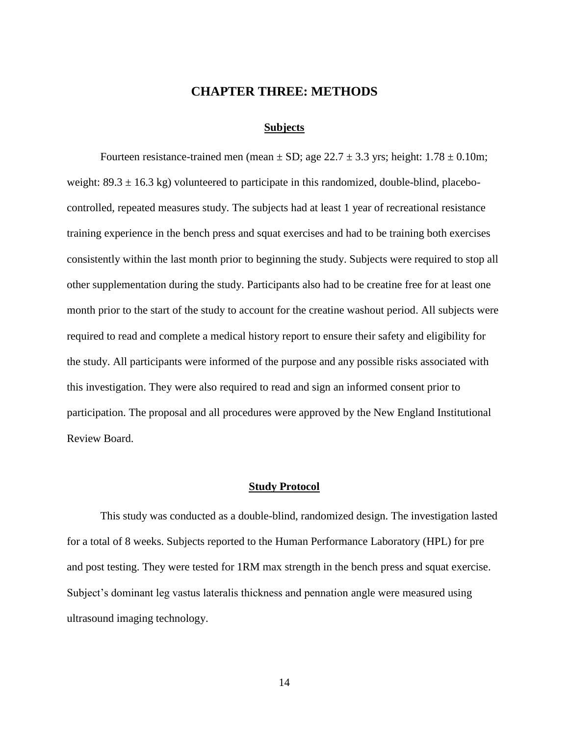# CHAPTER THREE: METHODS

## Subjects

Fourteen resistance-trained men (mean ± SD; age 22.7 ± 3.3 yrs; height: 1.78 ± 0.10m; weight: 89.3 ± 16.3 kg) volunteered to participate in this randomized, double-blind, placebo-controlled, repeated measures study. The subjects had at least 1 year of recreational resistance training experience in the bench press and squat exercises and had to be training both exercises consistently within the last month prior to beginning the study. Subjects were required to stop all other supplementation during the study. Participants also had to be creatine free for at least one month prior to the start of the study to account for the creatine washout period. All subjects were required to read and complete a medical history report to ensure their safety and eligibility for the study. All participants were informed of the purpose and any possible risks associated with this investigation. They were also required to read and sign an informed consent prior to participation. The proposal and all procedures were approved by the New England Institutional Review Board.

## Study Protocol

This study was conducted as a double-blind, randomized design. The investigation lasted for a total of 8 weeks. Subjects reported to the Human Performance Laboratory (HPL) for pre and post testing. They were tested for 1RM max strength in the bench press and squat exercise. Subject's dominant leg vastus lateralis thickness and pennation angle were measured using ultrasound imaging technology.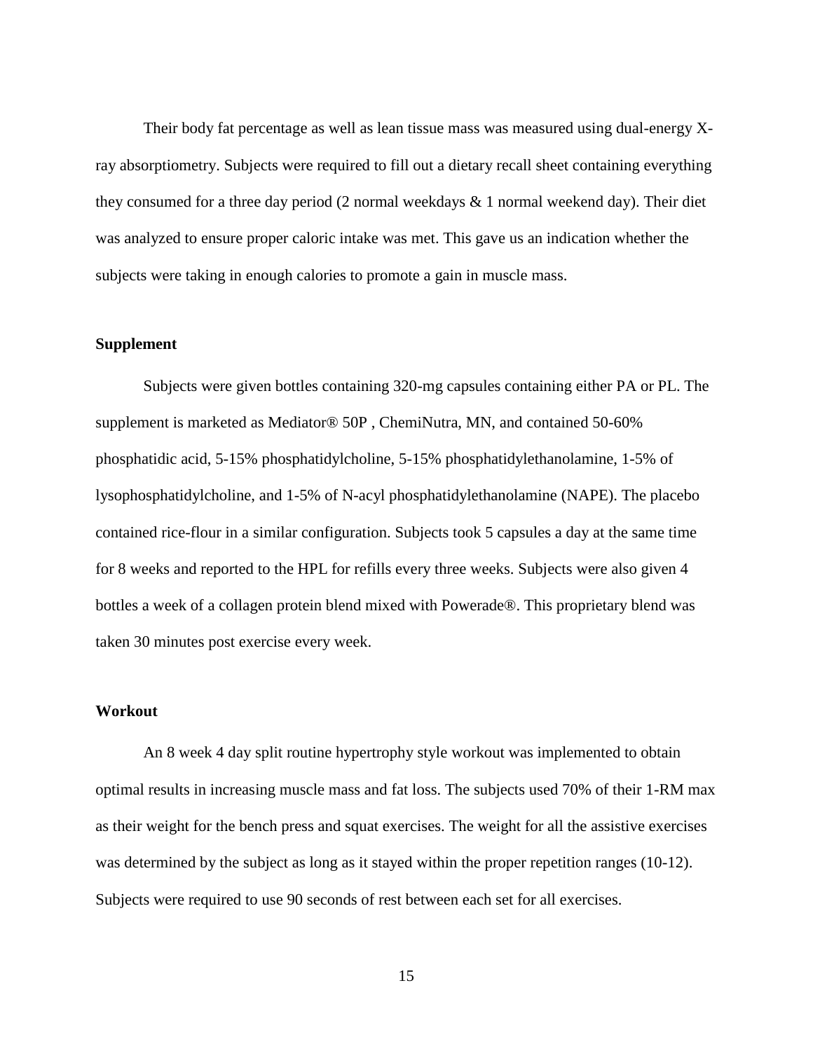Their body fat percentage as well as lean tissue mass was measured using dual-energy X-ray absorptiometry. Subjects were required to fill out a dietary recall sheet containing everything they consumed for a three day period (2 normal weekdays & 1 normal weekend day). Their diet was analyzed to ensure proper caloric intake was met. This gave us an indication whether the subjects were taking in enough calories to promote a gain in muscle mass.

### Supplement

Subjects were given bottles containing 320-mg capsules containing either PA or PL. The supplement is marketed as Mediator® 50P , ChemiNutra, MN, and contained 50-60% phosphatidic acid, 5-15% phosphatidylcholine, 5-15% phosphatidylethanolamine, 1-5% of lysophosphatidylcholine, and 1-5% of N-acyl phosphatidylethanolamine (NAPE). The placebo contained rice-flour in a similar configuration. Subjects took 5 capsules a day at the same time for 8 weeks and reported to the HPL for refills every three weeks. Subjects were also given 4 bottles a week of a collagen protein blend mixed with Powerade®. This proprietary blend was taken 30 minutes post exercise every week.

### Workout

An 8 week 4 day split routine hypertrophy style workout was implemented to obtain optimal results in increasing muscle mass and fat loss. The subjects used 70% of their 1-RM max as their weight for the bench press and squat exercises. The weight for all the assistive exercises was determined by the subject as long as it stayed within the proper repetition ranges (10-12). Subjects were required to use 90 seconds of rest between each set for all exercises.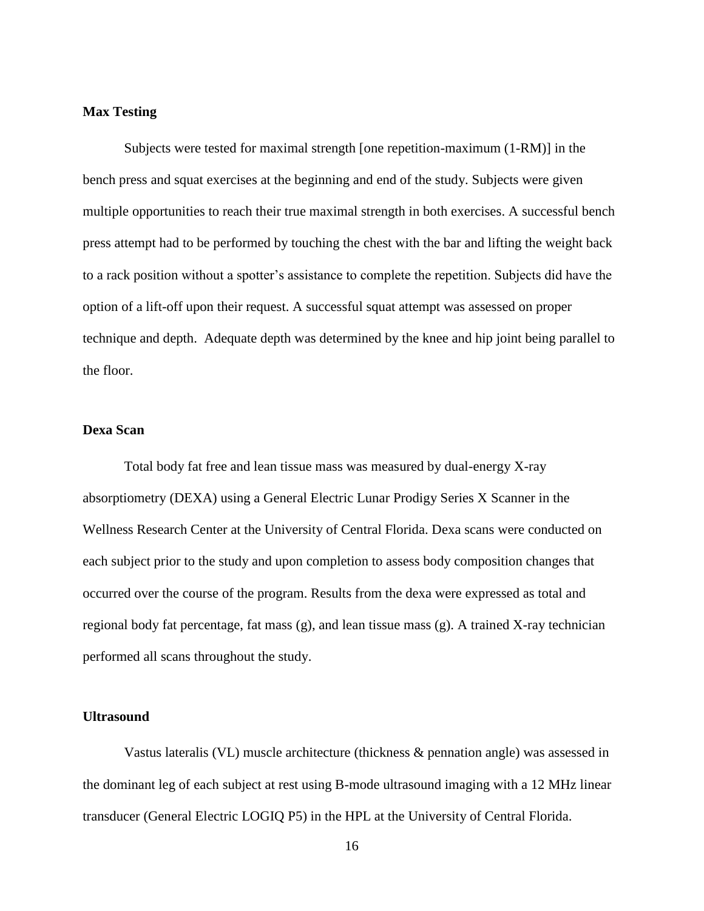### Max Testing

Subjects were tested for maximal strength [one repetition-maximum (1-RM)] in the bench press and squat exercises at the beginning and end of the study. Subjects were given multiple opportunities to reach their true maximal strength in both exercises. A successful bench press attempt had to be performed by touching the chest with the bar and lifting the weight back to a rack position without a spotter's assistance to complete the repetition. Subjects did have the option of a lift-off upon their request. A successful squat attempt was assessed on proper technique and depth. Adequate depth was determined by the knee and hip joint being parallel to the floor.

### Dexa Scan

Total body fat free and lean tissue mass was measured by dual-energy X-ray absorptiometry (DEXA) using a General Electric Lunar Prodigy Series X Scanner in the Wellness Research Center at the University of Central Florida. Dexa scans were conducted on each subject prior to the study and upon completion to assess body composition changes that occurred over the course of the program. Results from the dexa were expressed as total and regional body fat percentage, fat mass (g), and lean tissue mass (g). A trained X-ray technician performed all scans throughout the study.

### Ultrasound

Vastus lateralis (VL) muscle architecture (thickness & pennation angle) was assessed in the dominant leg of each subject at rest using B-mode ultrasound imaging with a 12 MHz linear transducer (General Electric LOGIQ P5) in the HPL at the University of Central Florida.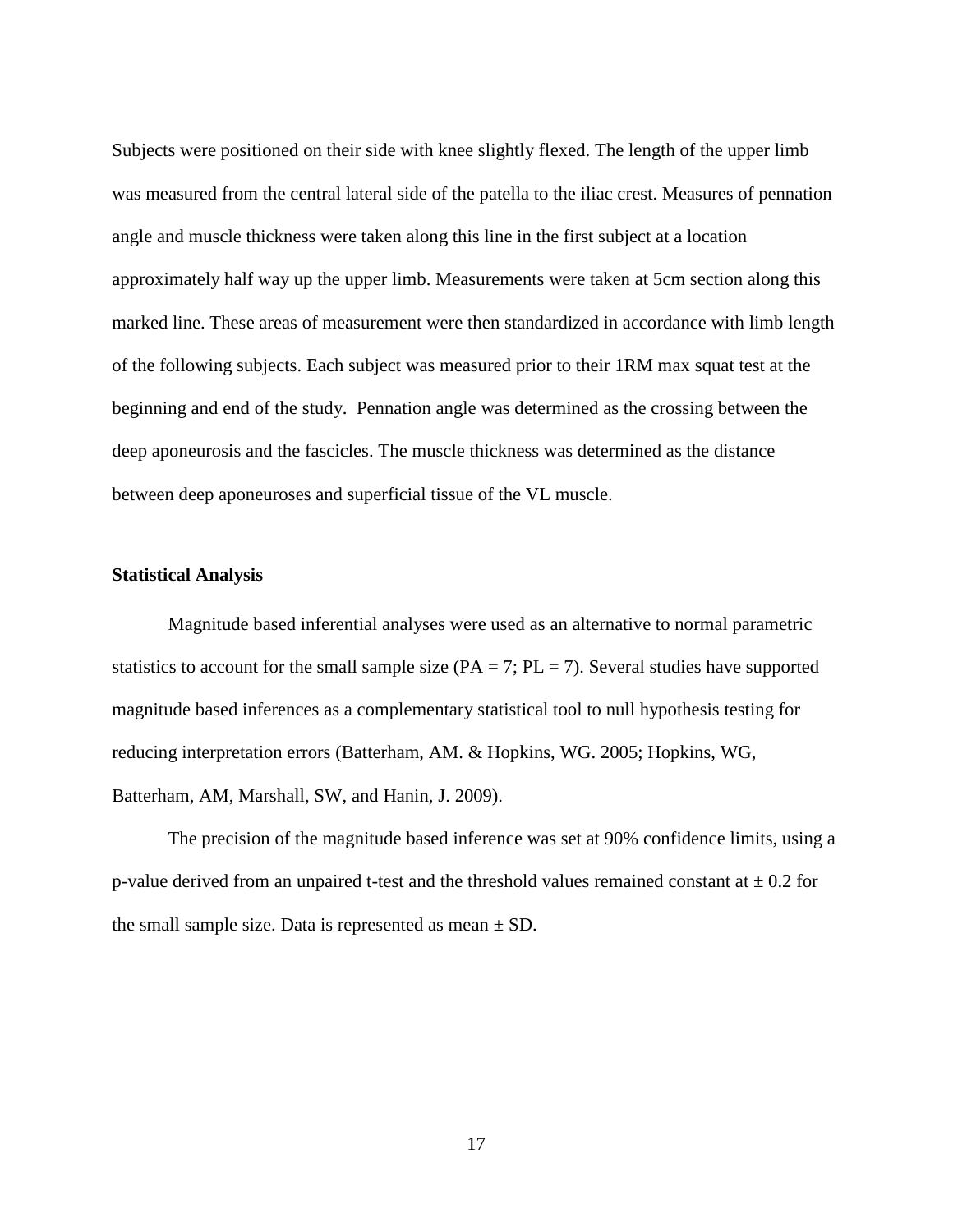Subjects were positioned on their side with knee slightly flexed. The length of the upper limb was measured from the central lateral side of the patella to the iliac crest. Measures of pennation angle and muscle thickness were taken along this line in the first subject at a location approximately half way up the upper limb. Measurements were taken at 5cm section along this marked line. These areas of measurement were then standardized in accordance with limb length of the following subjects. Each subject was measured prior to their 1RM max squat test at the beginning and end of the study. Pennation angle was determined as the crossing between the deep aponeurosis and the fascicles. The muscle thickness was determined as the distance between deep aponeuroses and superficial tissue of the VL muscle.

**Statistical Analysis**

Magnitude based inferential analyses were used as an alternative to normal parametric statistics to account for the small sample size (PA = 7; PL = 7). Several studies have supported magnitude based inferences as a complementary statistical tool to null hypothesis testing for reducing interpretation errors (Batterham, AM. & Hopkins, WG. 2005; Hopkins, WG, Batterham, AM, Marshall, SW, and Hanin, J. 2009).

The precision of the magnitude based inference was set at 90% confidence limits, using a p-value derived from an unpaired t-test and the threshold values remained constant at $\pm$ 0.2 for the small sample size. Data is represented as mean $\pm$ SD.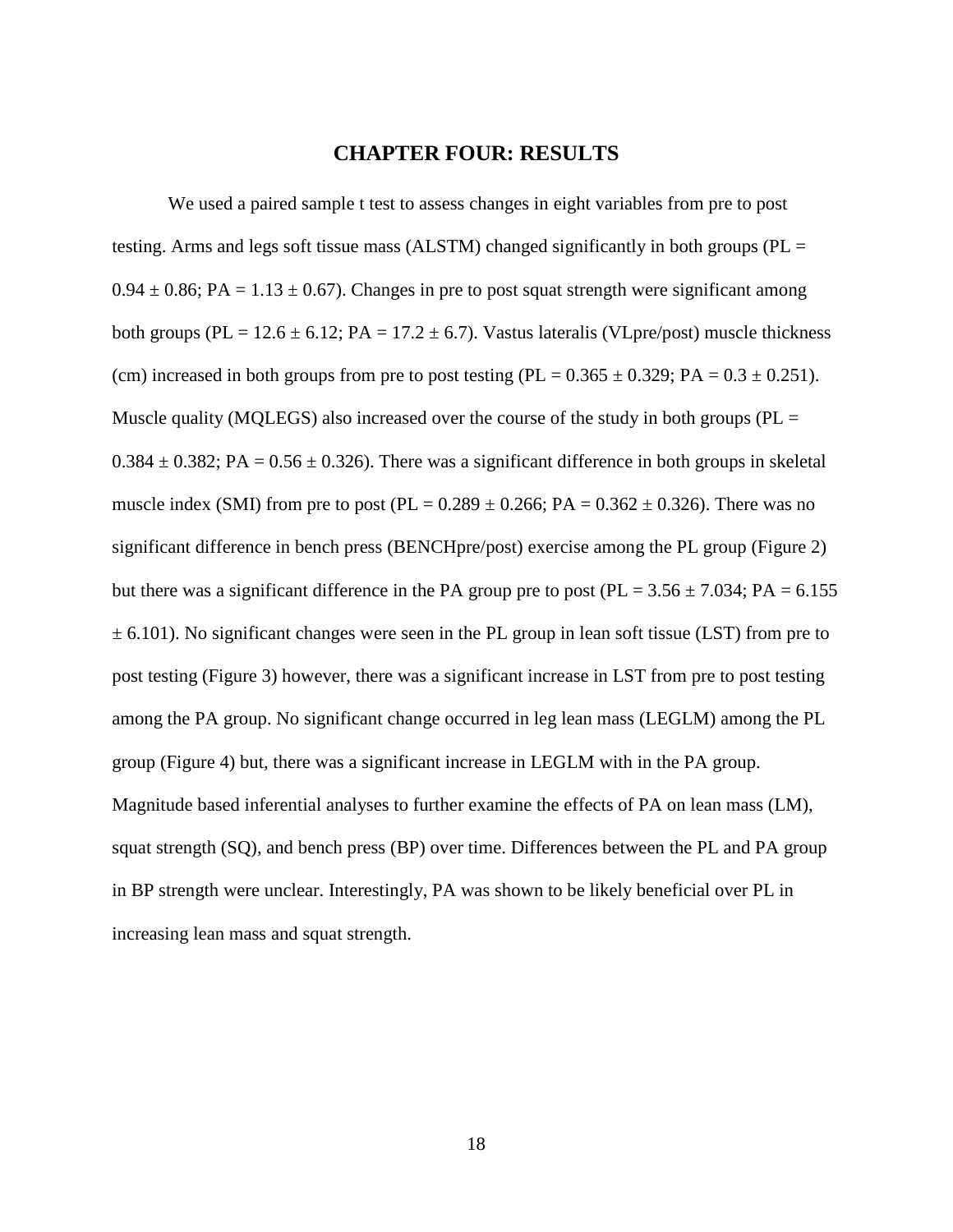# CHAPTER FOUR: RESULTS

We used a paired sample t test to assess changes in eight variables from pre to post testing. Arms and legs soft tissue mass (ALSTM) changed significantly in both groups (PL = $0.94 \pm 0.86$; PA = $1.13 \pm 0.67$). Changes in pre to post squat strength were significant among both groups (PL = $12.6 \pm 6.12$; PA = $17.2 \pm 6.7$). Vastus lateralis (VLpre/post) muscle thickness (cm) increased in both groups from pre to post testing (PL = $0.365 \pm 0.329$; PA = $0.3 \pm 0.251$). Muscle quality (MQLEGS) also increased over the course of the study in both groups (PL = $0.384 \pm 0.382$; PA = $0.56 \pm 0.326$). There was a significant difference in both groups in skeletal muscle index (SMI) from pre to post (PL = $0.289 \pm 0.266$; PA = $0.362 \pm 0.326$). There was no significant difference in bench press (BENCHpre/post) exercise among the PL group (Figure 2) but there was a significant difference in the PA group pre to post (PL = $3.56 \pm 7.034$; PA = $6.155 \pm 6.101$). No significant changes were seen in the PL group in lean soft tissue (LST) from pre to post testing (Figure 3) however, there was a significant increase in LST from pre to post testing among the PA group. No significant change occurred in leg lean mass (LEGLM) among the PL group (Figure 4) but, there was a significant increase in LEGLM with in the PA group. Magnitude based inferential analyses to further examine the effects of PA on lean mass (LM), squat strength (SQ), and bench press (BP) over time. Differences between the PL and PA group in BP strength were unclear. Interestingly, PA was shown to be likely beneficial over PL in increasing lean mass and squat strength.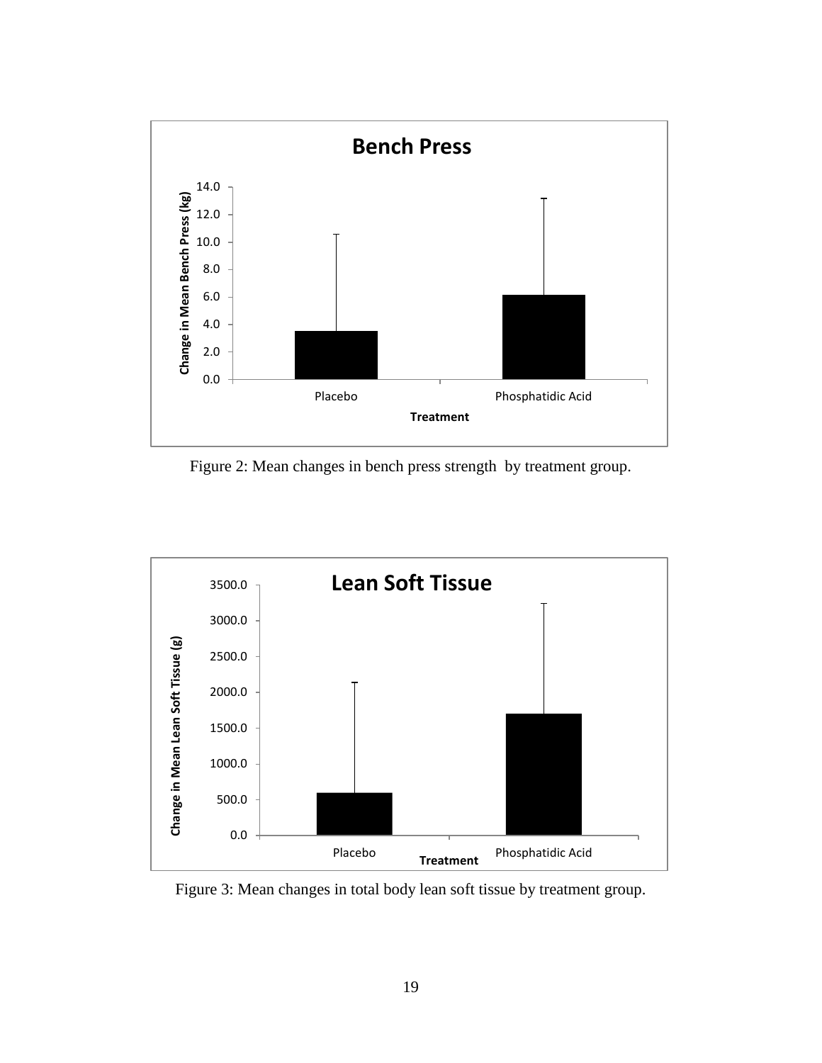Figure 2: Mean changes in bench press strength by treatment group.

Figure 3: Mean changes in total body lean soft tissue by treatment group.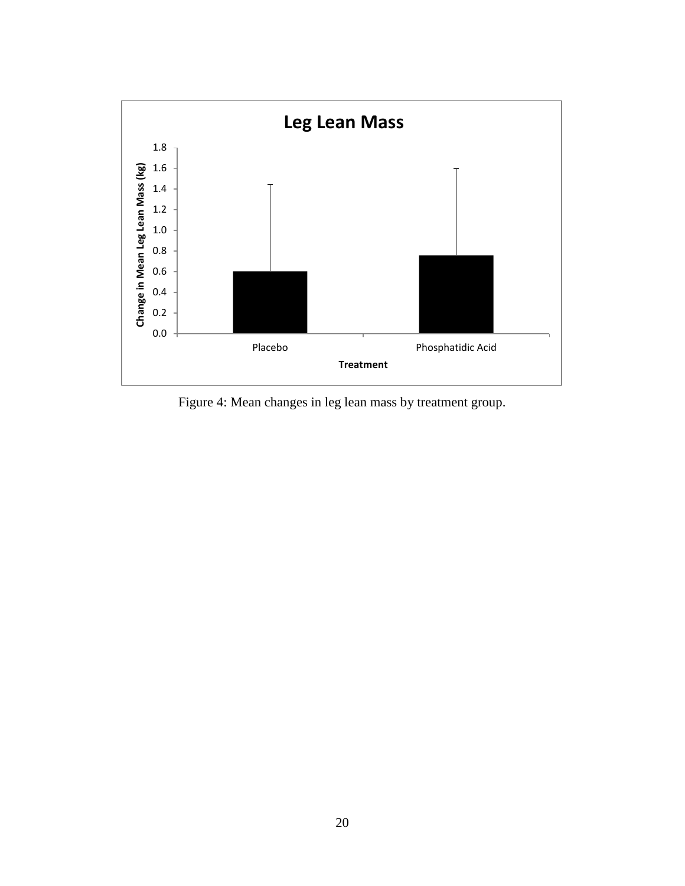Figure 4: Mean changes in leg lean mass by treatment group.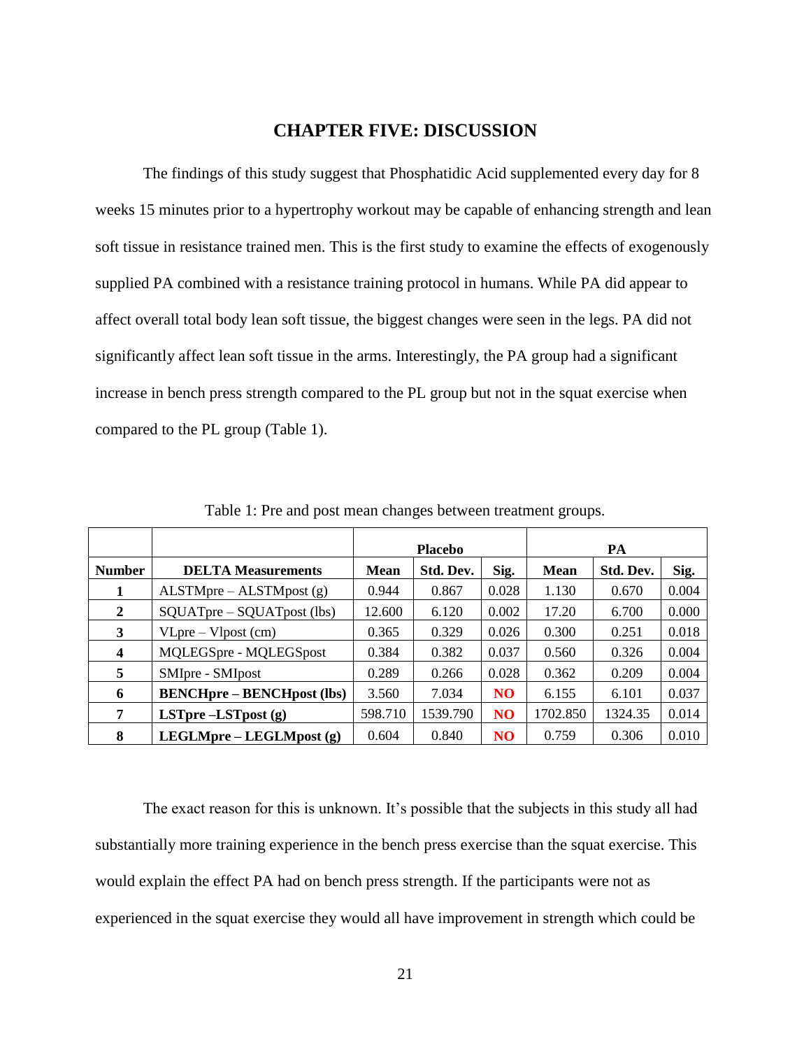# CHAPTER FIVE: DISCUSSION

The findings of this study suggest that Phosphatidic Acid supplemented every day for 8 weeks 15 minutes prior to a hypertrophy workout may be capable of enhancing strength and lean soft tissue in resistance trained men. This is the first study to examine the effects of exogenously supplied PA combined with a resistance training protocol in humans. While PA did appear to affect overall total body lean soft tissue, the biggest changes were seen in the legs. PA did not significantly affect lean soft tissue in the arms. Interestingly, the PA group had a significant increase in bench press strength compared to the PL group but not in the squat exercise when compared to the PL group (Table 1).

Table 1: Pre and post mean changes between treatment groups.

| | | Placebo | | | PA | | |
|---|---|---|---|---|---|---|---|
| **Number** | **DELTA Measurements** | **Mean** | **Std. Dev.** | **Sig.** | **Mean** | **Std. Dev.** | **Sig.** |
| **1** | ALSTMpre – ALSTMpost (g) | 0.944 | 0.867 | 0.028 | 1.130 | 0.670 | 0.004 |
| **2** | SQUATpre – SQUATpost (lbs) | 12.600 | 6.120 | 0.002 | 17.20 | 6.700 | 0.000 |
| **3** | VLpre – Vlpost (cm) | 0.365 | 0.329 | 0.026 | 0.300 | 0.251 | 0.018 |
| **4** | MQLEGSpre - MQLEGSpost | 0.384 | 0.382 | 0.037 | 0.560 | 0.326 | 0.004 |
| **5** | SMIpre - SMIpost | 0.289 | 0.266 | 0.028 | 0.362 | 0.209 | 0.004 |
| **6** | **BENCHpre – BENCHpost (lbs)** | 3.560 | 7.034 | **NO** | 6.155 | 6.101 | 0.037 |
| **7** | **LSTpre –LSTpost (g)** | 598.710 | 1539.790 | **NO** | 1702.850 | 1324.35 | 0.014 |
| **8** | **LEGLMpre – LEGLMpost (g)** | 0.604 | 0.840 | **NO** | 0.759 | 0.306 | 0.010 |

The exact reason for this is unknown. It's possible that the subjects in this study all had substantially more training experience in the bench press exercise than the squat exercise. This would explain the effect PA had on bench press strength. If the participants were not as experienced in the squat exercise they would all have improvement in strength which could be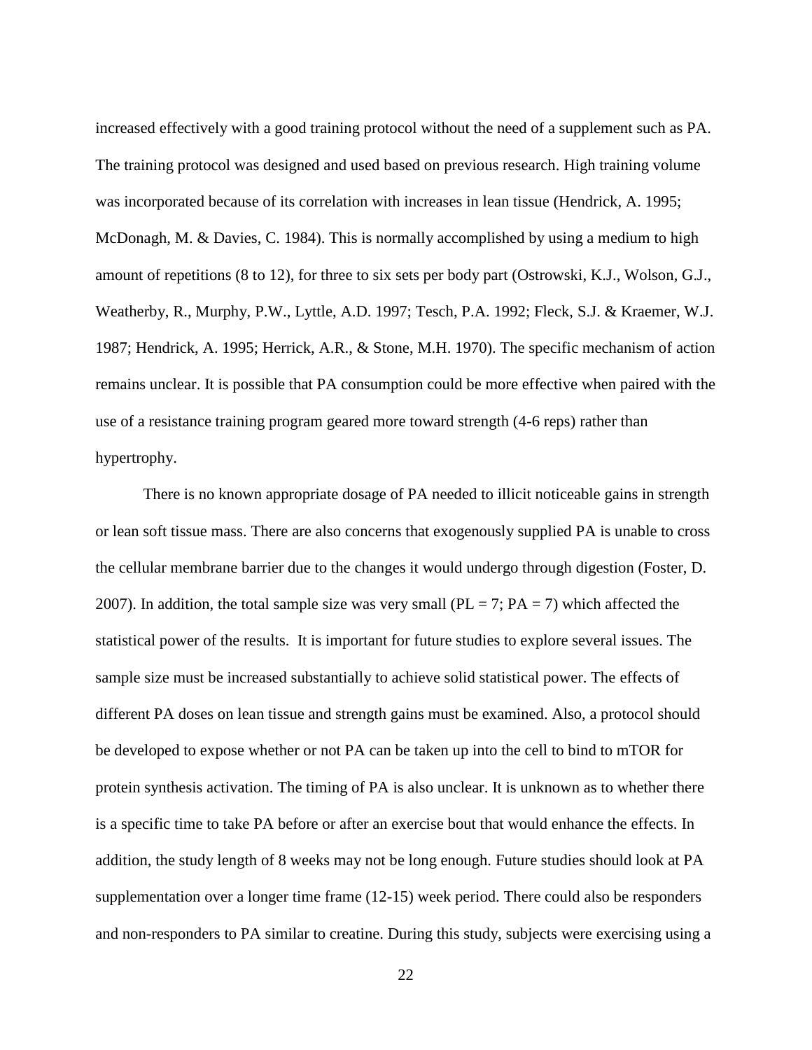increased effectively with a good training protocol without the need of a supplement such as PA. The training protocol was designed and used based on previous research. High training volume was incorporated because of its correlation with increases in lean tissue (Hendrick, A. 1995; McDonagh, M. & Davies, C. 1984). This is normally accomplished by using a medium to high amount of repetitions (8 to 12), for three to six sets per body part (Ostrowski, K.J., Wolson, G.J., Weatherby, R., Murphy, P.W., Lyttle, A.D. 1997; Tesch, P.A. 1992; Fleck, S.J. & Kraemer, W.J. 1987; Hendrick, A. 1995; Herrick, A.R., & Stone, M.H. 1970). The specific mechanism of action remains unclear. It is possible that PA consumption could be more effective when paired with the use of a resistance training program geared more toward strength (4-6 reps) rather than hypertrophy.

There is no known appropriate dosage of PA needed to illicit noticeable gains in strength or lean soft tissue mass. There are also concerns that exogenously supplied PA is unable to cross the cellular membrane barrier due to the changes it would undergo through digestion (Foster, D. 2007). In addition, the total sample size was very small (PL = 7; PA = 7) which affected the statistical power of the results. It is important for future studies to explore several issues. The sample size must be increased substantially to achieve solid statistical power. The effects of different PA doses on lean tissue and strength gains must be examined. Also, a protocol should be developed to expose whether or not PA can be taken up into the cell to bind to mTOR for protein synthesis activation. The timing of PA is also unclear. It is unknown as to whether there is a specific time to take PA before or after an exercise bout that would enhance the effects. In addition, the study length of 8 weeks may not be long enough. Future studies should look at PA supplementation over a longer time frame (12-15) week period. There could also be responders and non-responders to PA similar to creatine. During this study, subjects were exercising using a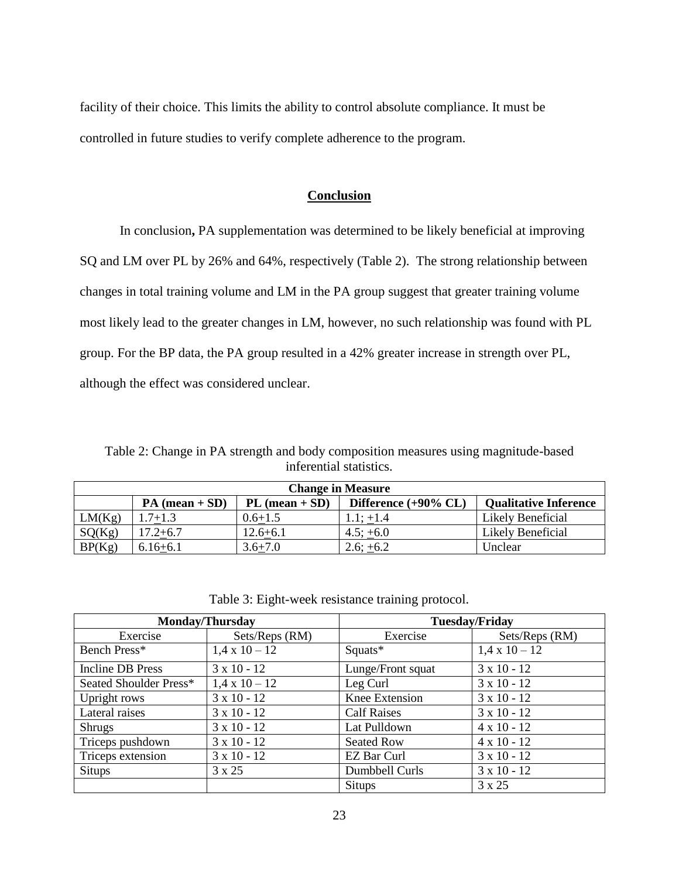facility of their choice. This limits the ability to control absolute compliance. It must be controlled in future studies to verify complete adherence to the program.

## Conclusion

In conclusion**,** PA supplementation was determined to be likely beneficial at improving SQ and LM over PL by 26% and 64%, respectively (Table 2). The strong relationship between changes in total training volume and LM in the PA group suggest that greater training volume most likely lead to the greater changes in LM, however, no such relationship was found with PL group. For the BP data, the PA group resulted in a 42% greater increase in strength over PL, although the effect was considered unclear.

Table 2: Change in PA strength and body composition measures using magnitude-based inferential statistics.

| Change in Measure | | | | |
|---|---|---|---|---|
| | **PA (mean + SD)** | **PL (mean + SD)** | **Difference (+90% CL)** | **Qualitative Inference** |
| LM(Kg) | 1.7±1.3 | 0.6±1.5 | 1.1; ±1.4 | Likely Beneficial |
| SQ(Kg) | 17.2±6.7 | 12.6±6.1 | 4.5; ±6.0 | Likely Beneficial |
| BP(Kg) | 6.16±6.1 | 3.6±7.0 | 2.6; ±6.2 | Unclear |

Table 3: Eight-week resistance training protocol.

| Monday/Thursday | | Tuesday/Friday | |
|---|---|---|---|
| Exercise | Sets/Reps (RM) | Exercise | Sets/Reps (RM) |
| Bench Press* | 1,4 x 10 – 12 | Squats* | 1,4 x 10 – 12 |
| Incline DB Press | 3 x 10 - 12 | Lunge/Front squat | 3 x 10 - 12 |
| Seated Shoulder Press* | 1,4 x 10 – 12 | Leg Curl | 3 x 10 - 12 |
| Upright rows | 3 x 10 - 12 | Knee Extension | 3 x 10 - 12 |
| Lateral raises | 3 x 10 - 12 | Calf Raises | 3 x 10 - 12 |
| Shrugs | 3 x 10 - 12 | Lat Pulldown | 4 x 10 - 12 |
| Triceps pushdown | 3 x 10 - 12 | Seated Row | 4 x 10 - 12 |
| Triceps extension | 3 x 10 - 12 | EZ Bar Curl | 3 x 10 - 12 |
| Situps | 3 x 25 | Dumbbell Curls | 3 x 10 - 12 |
| | | Situps | 3 x 25 |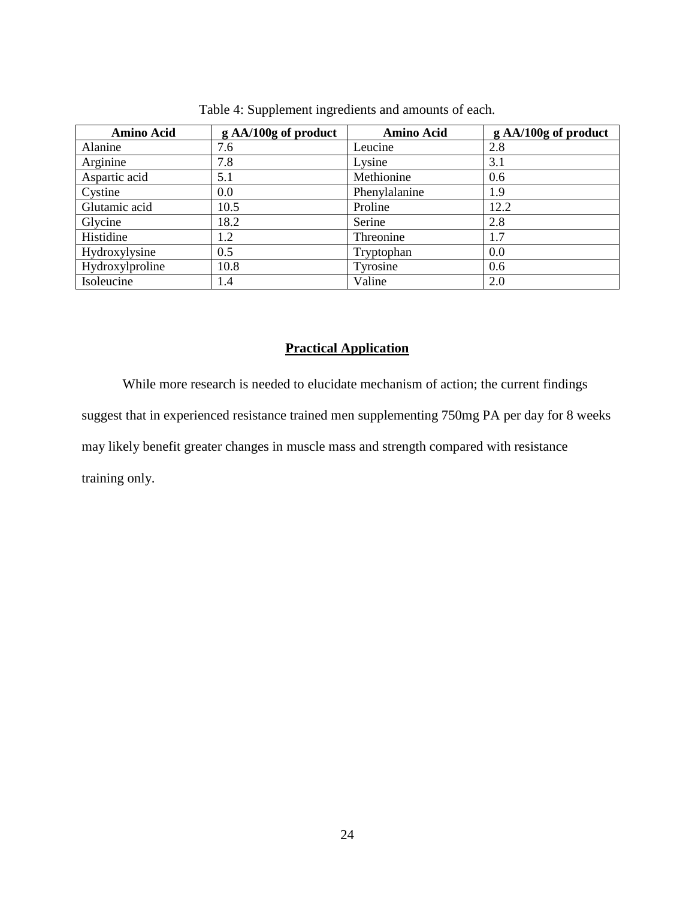Table 4: Supplement ingredients and amounts of each.

| Amino Acid | g AA/100g of product | Amino Acid | g AA/100g of product |
| --- | --- | --- | --- |
| Alanine | 7.6 | Leucine | 2.8 |
| Arginine | 7.8 | Lysine | 3.1 |
| Aspartic acid | 5.1 | Methionine | 0.6 |
| Cystine | 0.0 | Phenylalanine | 1.9 |
| Glutamic acid | 10.5 | Proline | 12.2 |
| Glycine | 18.2 | Serine | 2.8 |
| Histidine | 1.2 | Threonine | 1.7 |
| Hydroxylysine | 0.5 | Tryptophan | 0.0 |
| Hydroxylproline | 10.8 | Tyrosine | 0.6 |
| Isoleucine | 1.4 | Valine | 2.0 |

## Practical Application

While more research is needed to elucidate mechanism of action; the current findings suggest that in experienced resistance trained men supplementing 750mg PA per day for 8 weeks may likely benefit greater changes in muscle mass and strength compared with resistance training only.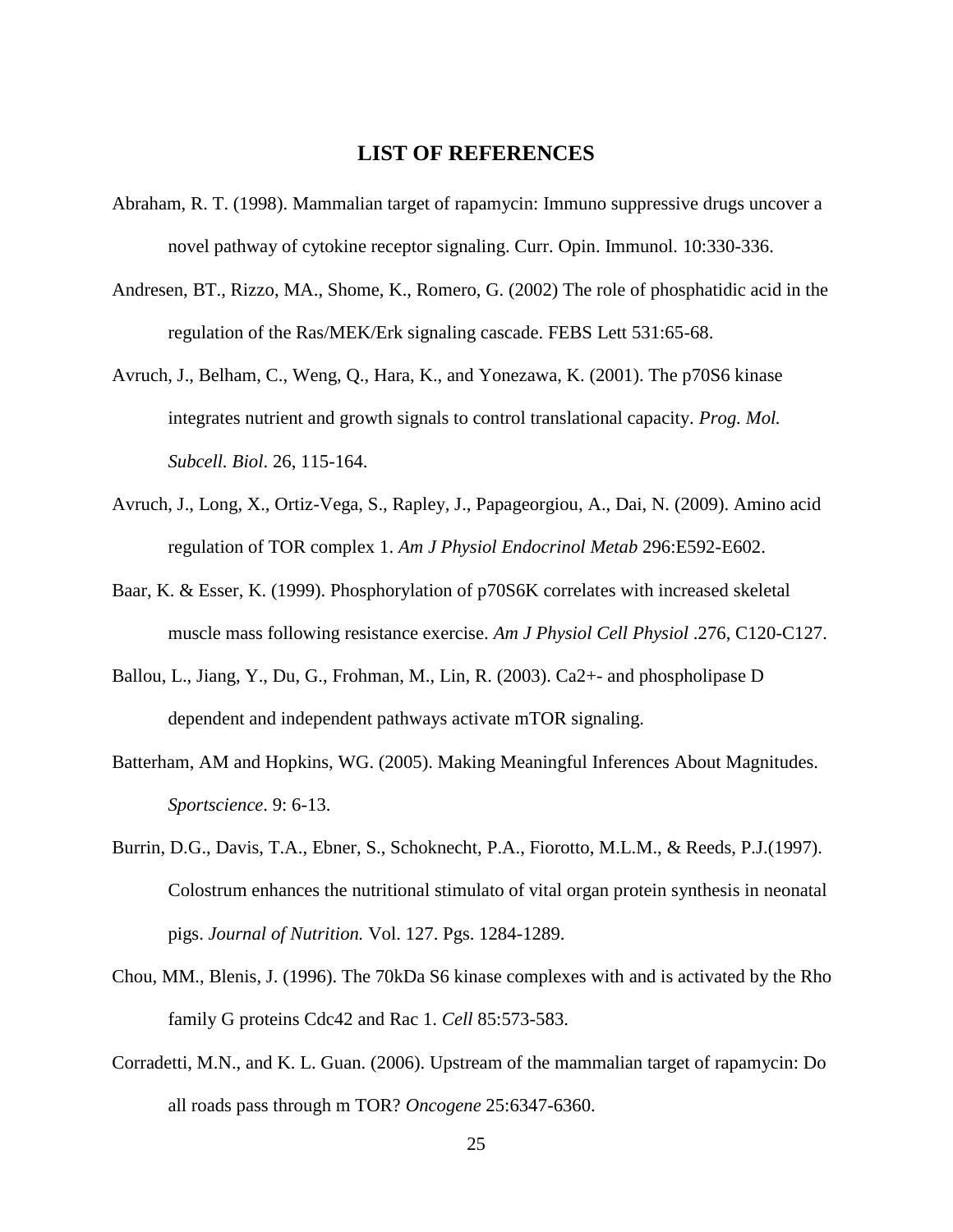# LIST OF REFERENCES

Abraham, R. T. (1998). Mammalian target of rapamycin: Immuno suppressive drugs uncover a novel pathway of cytokine receptor signaling. Curr. Opin. Immunol. 10:330-336.

Andresen, BT., Rizzo, MA., Shome, K., Romero, G. (2002) The role of phosphatidic acid in the regulation of the Ras/MEK/Erk signaling cascade. FEBS Lett 531:65-68.

Avruch, J., Belham, C., Weng, Q., Hara, K., and Yonezawa, K. (2001). The p70S6 kinase integrates nutrient and growth signals to control translational capacity. *Prog. Mol. Subcell. Biol*. 26, 115-164.

Avruch, J., Long, X., Ortiz-Vega, S., Rapley, J., Papageorgiou, A., Dai, N. (2009). Amino acid regulation of TOR complex 1. *Am J Physiol Endocrinol Metab* 296:E592-E602.

Baar, K. & Esser, K. (1999). Phosphorylation of p70S6K correlates with increased skeletal muscle mass following resistance exercise. *Am J Physiol Cell Physiol* .276, C120-C127.

Ballou, L., Jiang, Y., Du, G., Frohman, M., Lin, R. (2003). Ca2+- and phospholipase D dependent and independent pathways activate mTOR signaling.

Batterham, AM and Hopkins, WG. (2005). Making Meaningful Inferences About Magnitudes. *Sportscience*. 9: 6-13.

Burrin, D.G., Davis, T.A., Ebner, S., Schoknecht, P.A., Fiorotto, M.L.M., & Reeds, P.J.(1997). Colostrum enhances the nutritional stimulato of vital organ protein synthesis in neonatal pigs. *Journal of Nutrition.* Vol. 127. Pgs. 1284-1289.

Chou, MM., Blenis, J. (1996). The 70kDa S6 kinase complexes with and is activated by the Rho family G proteins Cdc42 and Rac 1. *Cell* 85:573-583.

Corradetti, M.N., and K. L. Guan. (2006). Upstream of the mammalian target of rapamycin: Do all roads pass through m TOR? *Oncogene* 25:6347-6360.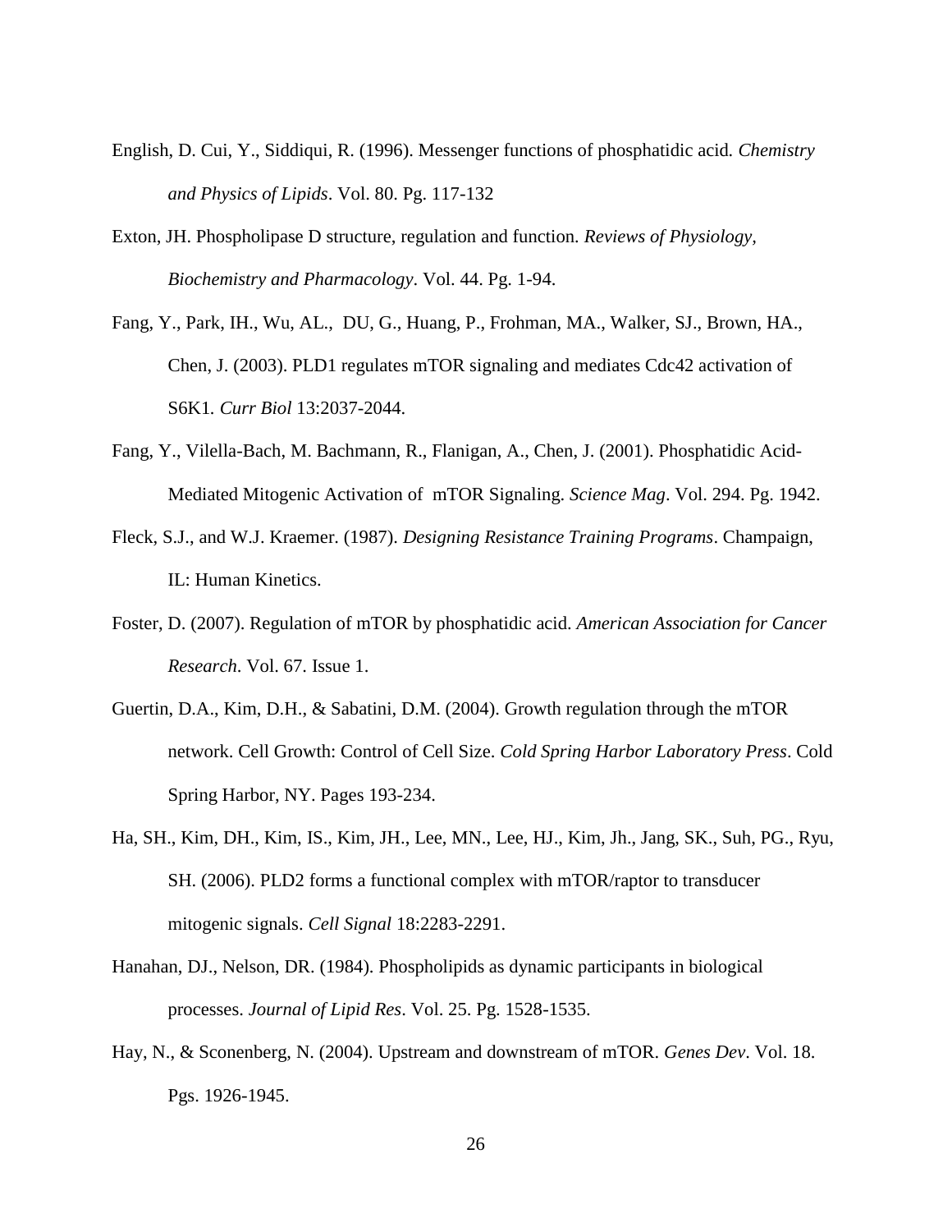English, D. Cui, Y., Siddiqui, R. (1996). Messenger functions of phosphatidic acid. *Chemistry and Physics of Lipids*. Vol. 80. Pg. 117-132

Exton, JH. Phospholipase D structure, regulation and function. *Reviews of Physiology, Biochemistry and Pharmacology*. Vol. 44. Pg. 1-94.

Fang, Y., Park, IH., Wu, AL., DU, G., Huang, P., Frohman, MA., Walker, SJ., Brown, HA., Chen, J. (2003). PLD1 regulates mTOR signaling and mediates Cdc42 activation of S6K1. *Curr Biol* 13:2037-2044.

Fang, Y., Vilella-Bach, M. Bachmann, R., Flanigan, A., Chen, J. (2001). Phosphatidic Acid-Mediated Mitogenic Activation of mTOR Signaling. *Science Mag*. Vol. 294. Pg. 1942.

Fleck, S.J., and W.J. Kraemer. (1987). *Designing Resistance Training Programs*. Champaign, IL: Human Kinetics.

Foster, D. (2007). Regulation of mTOR by phosphatidic acid. *American Association for Cancer Research*. Vol. 67. Issue 1.

Guertin, D.A., Kim, D.H., & Sabatini, D.M. (2004). Growth regulation through the mTOR network. Cell Growth: Control of Cell Size. *Cold Spring Harbor Laboratory Press*. Cold Spring Harbor, NY. Pages 193-234.

Ha, SH., Kim, DH., Kim, IS., Kim, JH., Lee, MN., Lee, HJ., Kim, Jh., Jang, SK., Suh, PG., Ryu, SH. (2006). PLD2 forms a functional complex with mTOR/raptor to transducer mitogenic signals. *Cell Signal* 18:2283-2291.

Hanahan, DJ., Nelson, DR. (1984). Phospholipids as dynamic participants in biological processes. *Journal of Lipid Res*. Vol. 25. Pg. 1528-1535.

Hay, N., & Sconenberg, N. (2004). Upstream and downstream of mTOR. *Genes Dev*. Vol. 18. Pgs. 1926-1945.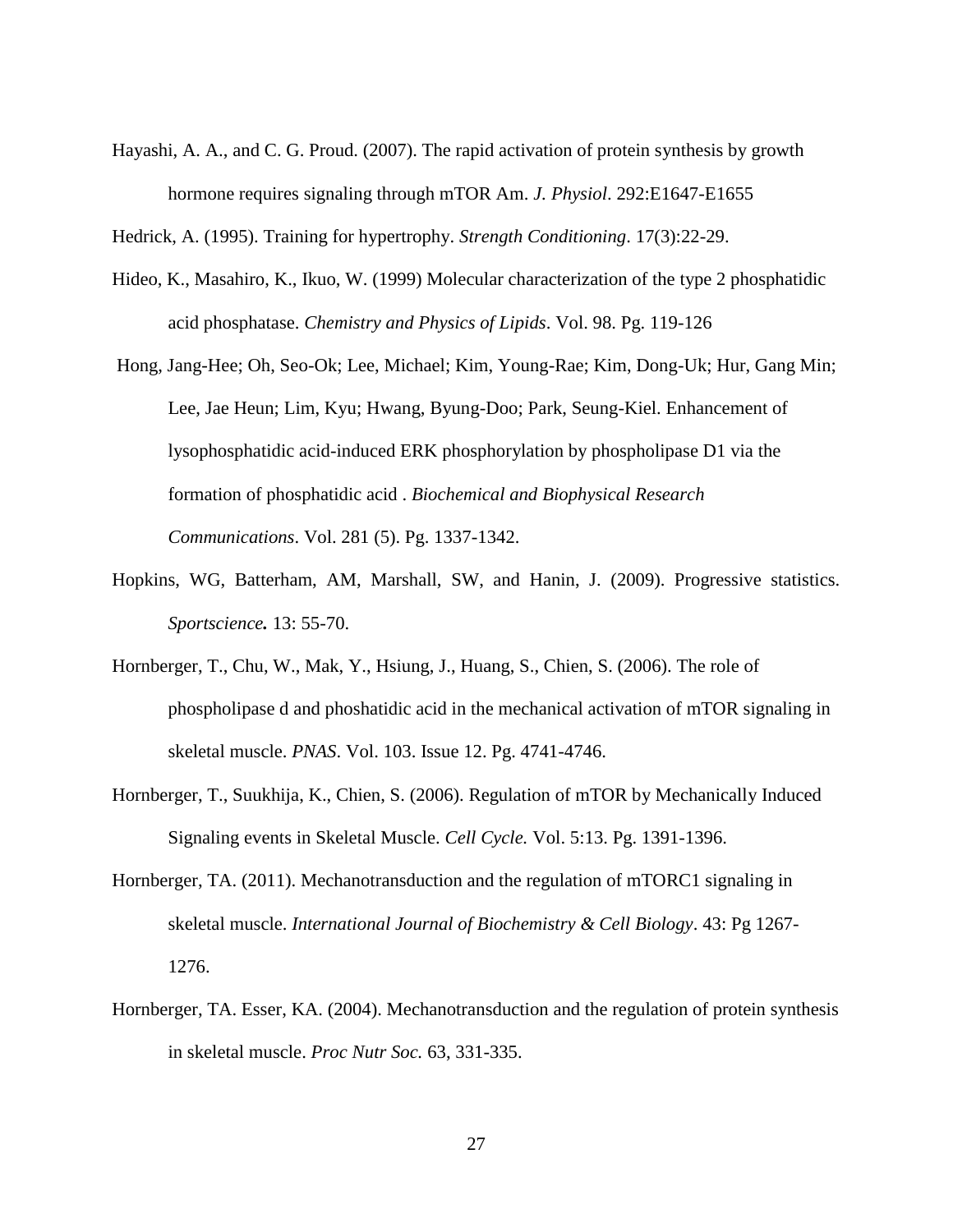Hayashi, A. A., and C. G. Proud. (2007). The rapid activation of protein synthesis by growth hormone requires signaling through mTOR Am. *J. Physiol*. 292:E1647-E1655

Hedrick, A. (1995). Training for hypertrophy. *Strength Conditioning*. 17(3):22-29.

Hideo, K., Masahiro, K., Ikuo, W. (1999) Molecular characterization of the type 2 phosphatidic acid phosphatase. *Chemistry and Physics of Lipids*. Vol. 98. Pg. 119-126

Hong, Jang-Hee; Oh, Seo-Ok; Lee, Michael; Kim, Young-Rae; Kim, Dong-Uk; Hur, Gang Min; Lee, Jae Heun; Lim, Kyu; Hwang, Byung-Doo; Park, Seung-Kiel. Enhancement of lysophosphatidic acid-induced ERK phosphorylation by phospholipase D1 via the formation of phosphatidic acid . *Biochemical and Biophysical Research Communications*. Vol. 281 (5). Pg. 1337-1342.

Hopkins, WG, Batterham, AM, Marshall, SW, and Hanin, J. (2009). Progressive statistics. ***Sportscience.*** 13: 55-70.

Hornberger, T., Chu, W., Mak, Y., Hsiung, J., Huang, S., Chien, S. (2006). The role of phospholipase d and phoshatidic acid in the mechanical activation of mTOR signaling in skeletal muscle. *PNAS*. Vol. 103. Issue 12. Pg. 4741-4746.

Hornberger, T., Suukhija, K., Chien, S. (2006). Regulation of mTOR by Mechanically Induced Signaling events in Skeletal Muscle. *Cell Cycle.* Vol. 5:13. Pg. 1391-1396.

Hornberger, TA. (2011). Mechanotransduction and the regulation of mTORC1 signaling in skeletal muscle. *International Journal of Biochemistry & Cell Biology*. 43: Pg 1267-1276.

Hornberger, TA. Esser, KA. (2004). Mechanotransduction and the regulation of protein synthesis in skeletal muscle. *Proc Nutr Soc.* 63, 331-335.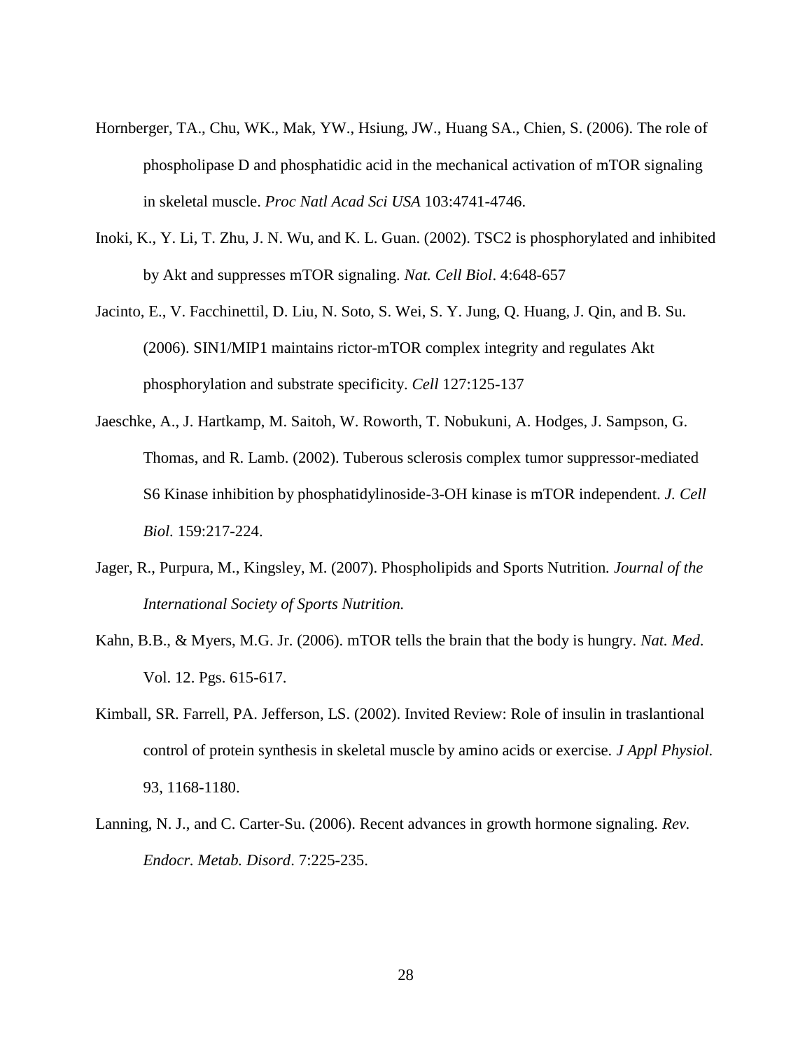Hornberger, TA., Chu, WK., Mak, YW., Hsiung, JW., Huang SA., Chien, S. (2006). The role of phospholipase D and phosphatidic acid in the mechanical activation of mTOR signaling in skeletal muscle. *Proc Natl Acad Sci USA* 103:4741-4746.

Inoki, K., Y. Li, T. Zhu, J. N. Wu, and K. L. Guan. (2002). TSC2 is phosphorylated and inhibited by Akt and suppresses mTOR signaling. *Nat. Cell Biol*. 4:648-657

Jacinto, E., V. Facchinettil, D. Liu, N. Soto, S. Wei, S. Y. Jung, Q. Huang, J. Qin, and B. Su. (2006). SIN1/MIP1 maintains rictor-mTOR complex integrity and regulates Akt phosphorylation and substrate specificity. *Cell* 127:125-137

Jaeschke, A., J. Hartkamp, M. Saitoh, W. Roworth, T. Nobukuni, A. Hodges, J. Sampson, G. Thomas, and R. Lamb. (2002). Tuberous sclerosis complex tumor suppressor-mediated S6 Kinase inhibition by phosphatidylinoside-3-OH kinase is mTOR independent. *J. Cell Biol.* 159:217-224.

Jager, R., Purpura, M., Kingsley, M. (2007). Phospholipids and Sports Nutrition. *Journal of the International Society of Sports Nutrition.*

Kahn, B.B., & Myers, M.G. Jr. (2006). mTOR tells the brain that the body is hungry. *Nat. Med*. Vol. 12. Pgs. 615-617.

Kimball, SR. Farrell, PA. Jefferson, LS. (2002). Invited Review: Role of insulin in traslantional control of protein synthesis in skeletal muscle by amino acids or exercise. *J Appl Physiol.* 93, 1168-1180.

Lanning, N. J., and C. Carter-Su. (2006). Recent advances in growth hormone signaling. *Rev. Endocr. Metab. Disord*. 7:225-235.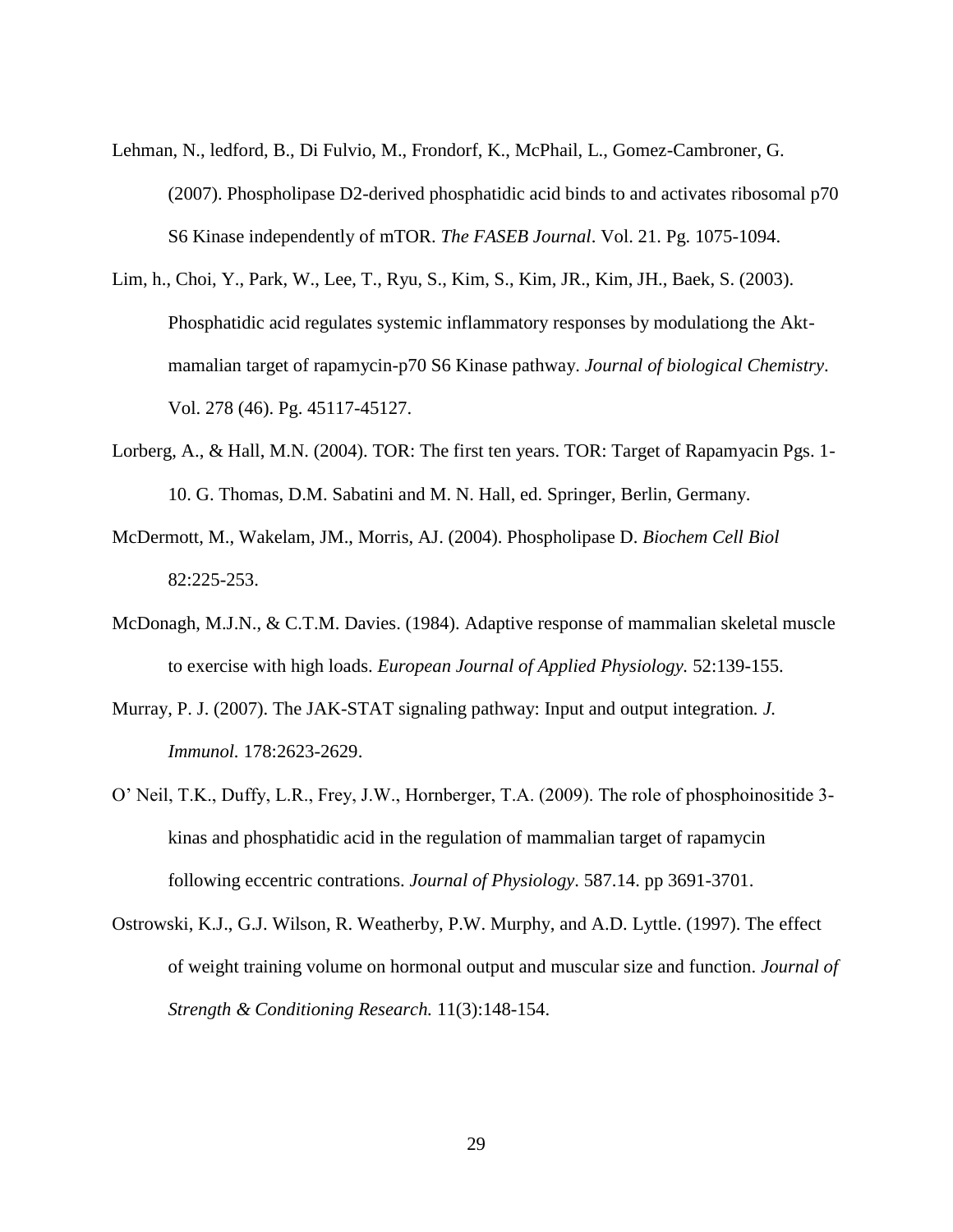Lehman, N., ledford, B., Di Fulvio, M., Frondorf, K., McPhail, L., Gomez-Cambroner, G. (2007). Phospholipase D2-derived phosphatidic acid binds to and activates ribosomal p70 S6 Kinase independently of mTOR. *The FASEB Journal*. Vol. 21. Pg. 1075-1094.

Lim, h., Choi, Y., Park, W., Lee, T., Ryu, S., Kim, S., Kim, JR., Kim, JH., Baek, S. (2003). Phosphatidic acid regulates systemic inflammatory responses by modulationg the Akt-mamalian target of rapamycin-p70 S6 Kinase pathway. *Journal of biological Chemistry*. Vol. 278 (46). Pg. 45117-45127.

Lorberg, A., & Hall, M.N. (2004). TOR: The first ten years. TOR: Target of Rapamyacin Pgs. 1-10. G. Thomas, D.M. Sabatini and M. N. Hall, ed. Springer, Berlin, Germany.

McDermott, M., Wakelam, JM., Morris, AJ. (2004). Phospholipase D. *Biochem Cell Biol* 82:225-253.

McDonagh, M.J.N., & C.T.M. Davies. (1984). Adaptive response of mammalian skeletal muscle to exercise with high loads. *European Journal of Applied Physiology.* 52:139-155.

Murray, P. J. (2007). The JAK-STAT signaling pathway: Input and output integration*. J. Immunol.* 178:2623-2629.

O' Neil, T.K., Duffy, L.R., Frey, J.W., Hornberger, T.A. (2009). The role of phosphoinositide 3-kinas and phosphatidic acid in the regulation of mammalian target of rapamycin following eccentric contrations. *Journal of Physiology*. 587.14. pp 3691-3701.

Ostrowski, K.J., G.J. Wilson, R. Weatherby, P.W. Murphy, and A.D. Lyttle. (1997). The effect of weight training volume on hormonal output and muscular size and function. *Journal of Strength & Conditioning Research.* 11(3):148-154.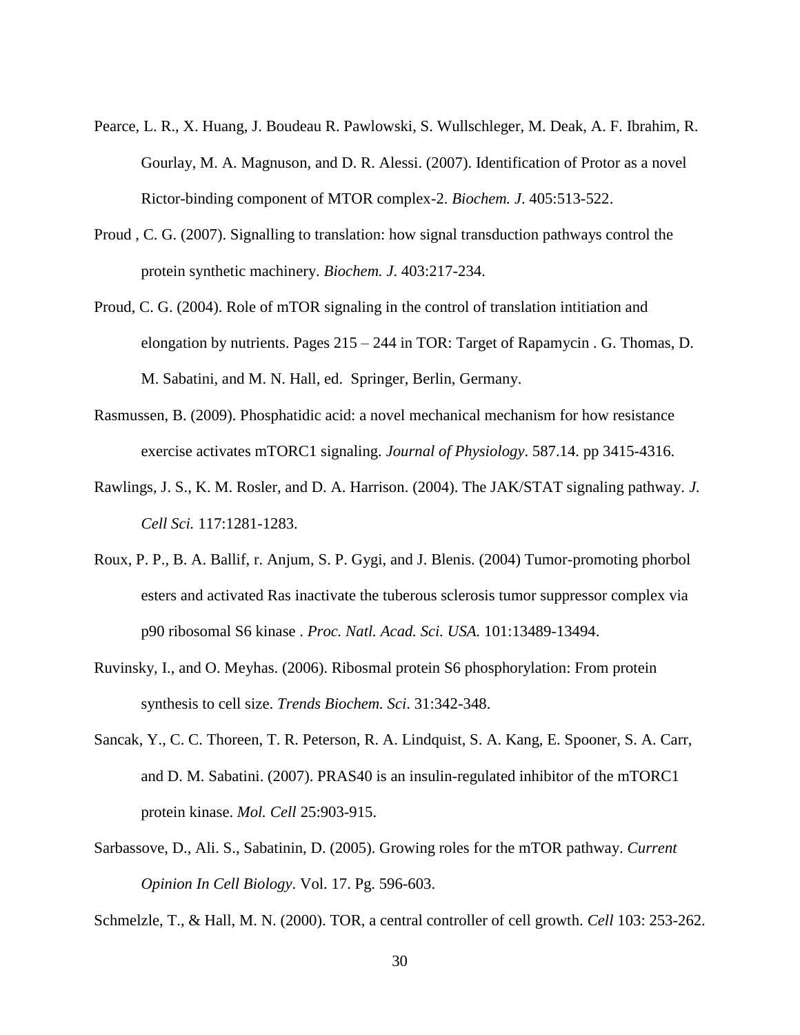Pearce, L. R., X. Huang, J. Boudeau R. Pawlowski, S. Wullschleger, M. Deak, A. F. Ibrahim, R. Gourlay, M. A. Magnuson, and D. R. Alessi. (2007). Identification of Protor as a novel Rictor-binding component of MTOR complex-2. *Biochem. J*. 405:513-522.

Proud , C. G. (2007). Signalling to translation: how signal transduction pathways control the protein synthetic machinery. *Biochem. J*. 403:217-234.

Proud, C. G. (2004). Role of mTOR signaling in the control of translation intitiation and elongation by nutrients. Pages 215 – 244 in TOR: Target of Rapamycin . G. Thomas, D. M. Sabatini, and M. N. Hall, ed. Springer, Berlin, Germany.

Rasmussen, B. (2009). Phosphatidic acid: a novel mechanical mechanism for how resistance exercise activates mTORC1 signaling. *Journal of Physiology*. 587.14. pp 3415-4316.

Rawlings, J. S., K. M. Rosler, and D. A. Harrison. (2004). The JAK/STAT signaling pathway. *J. Cell Sci.* 117:1281-1283.

Roux, P. P., B. A. Ballif, r. Anjum, S. P. Gygi, and J. Blenis. (2004) Tumor-promoting phorbol esters and activated Ras inactivate the tuberous sclerosis tumor suppressor complex via p90 ribosomal S6 kinase . *Proc. Natl. Acad. Sci. USA.* 101:13489-13494.

Ruvinsky, I., and O. Meyhas. (2006). Ribosmal protein S6 phosphorylation: From protein synthesis to cell size. *Trends Biochem. Sci*. 31:342-348.

Sancak, Y., C. C. Thoreen, T. R. Peterson, R. A. Lindquist, S. A. Kang, E. Spooner, S. A. Carr, and D. M. Sabatini. (2007). PRAS40 is an insulin-regulated inhibitor of the mTORC1 protein kinase. *Mol. Cell* 25:903-915.

Sarbassove, D., Ali. S., Sabatinin, D. (2005). Growing roles for the mTOR pathway. *Current Opinion In Cell Biology*. Vol. 17. Pg. 596-603.

Schmelzle, T., & Hall, M. N. (2000). TOR, a central controller of cell growth. *Cell* 103: 253-262.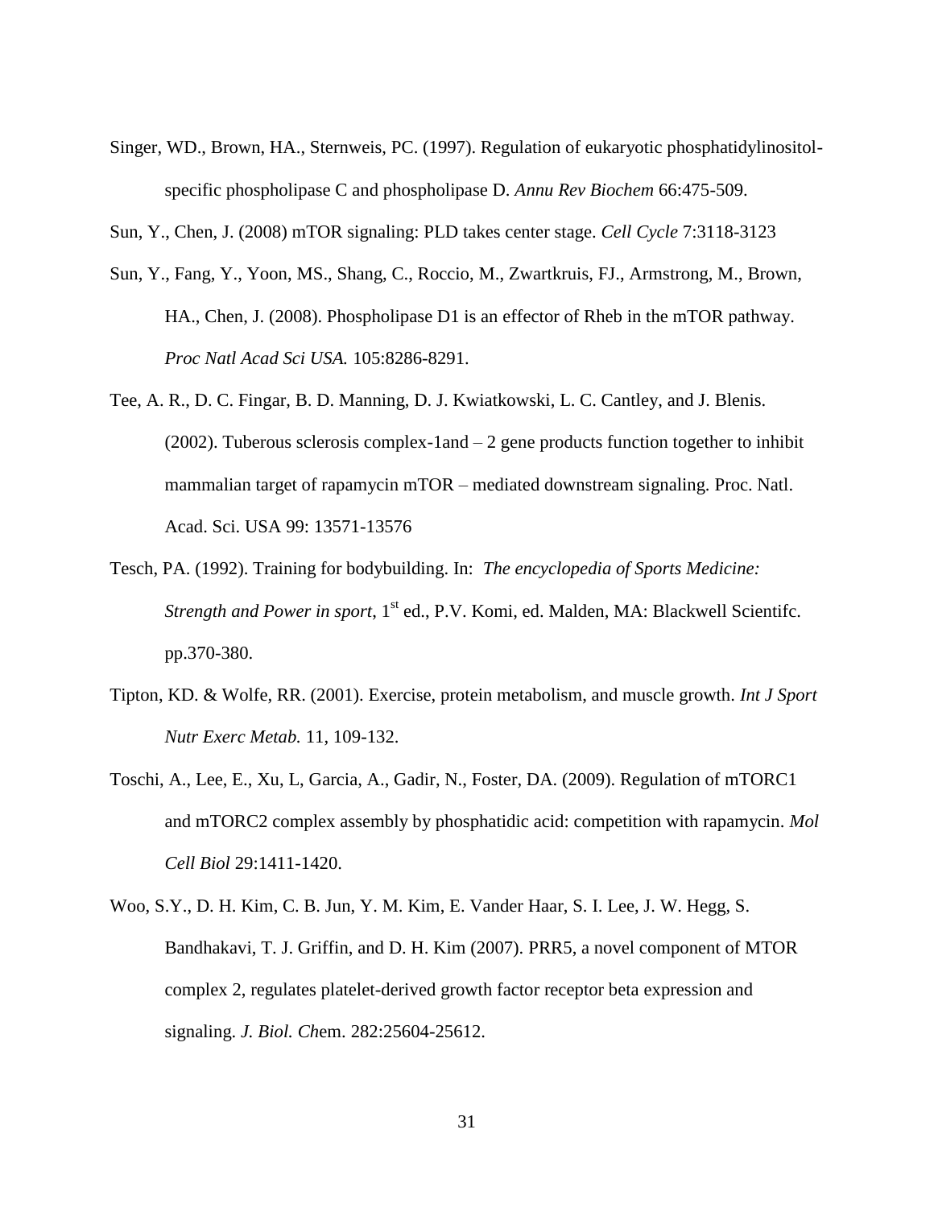Singer, WD., Brown, HA., Sternweis, PC. (1997). Regulation of eukaryotic phosphatidylinositol-specific phospholipase C and phospholipase D. *Annu Rev Biochem* 66:475-509.

Sun, Y., Chen, J. (2008) mTOR signaling: PLD takes center stage. *Cell Cycle* 7:3118-3123

Sun, Y., Fang, Y., Yoon, MS., Shang, C., Roccio, M., Zwartkruis, FJ., Armstrong, M., Brown, HA., Chen, J. (2008). Phospholipase D1 is an effector of Rheb in the mTOR pathway. *Proc Natl Acad Sci USA.* 105:8286-8291.

Tee, A. R., D. C. Fingar, B. D. Manning, D. J. Kwiatkowski, L. C. Cantley, and J. Blenis. (2002). Tuberous sclerosis complex-1and – 2 gene products function together to inhibit mammalian target of rapamycin mTOR – mediated downstream signaling. Proc. Natl. Acad. Sci. USA 99: 13571-13576

Tesch, PA. (1992). Training for bodybuilding. In: *The encyclopedia of Sports Medicine: Strength and Power in sport*, 1st ed., P.V. Komi, ed. Malden, MA: Blackwell Scientifc. pp.370-380.

Tipton, KD. & Wolfe, RR. (2001). Exercise, protein metabolism, and muscle growth. *Int J Sport Nutr Exerc Metab.* 11, 109-132.

Toschi, A., Lee, E., Xu, L, Garcia, A., Gadir, N., Foster, DA. (2009). Regulation of mTORC1 and mTORC2 complex assembly by phosphatidic acid: competition with rapamycin. *Mol Cell Biol* 29:1411-1420.

Woo, S.Y., D. H. Kim, C. B. Jun, Y. M. Kim, E. Vander Haar, S. I. Lee, J. W. Hegg, S. Bandhakavi, T. J. Griffin, and D. H. Kim (2007). PRR5, a novel component of MTOR complex 2, regulates platelet-derived growth factor receptor beta expression and signaling. *J. Biol. Ch*em. 282:25604-25612.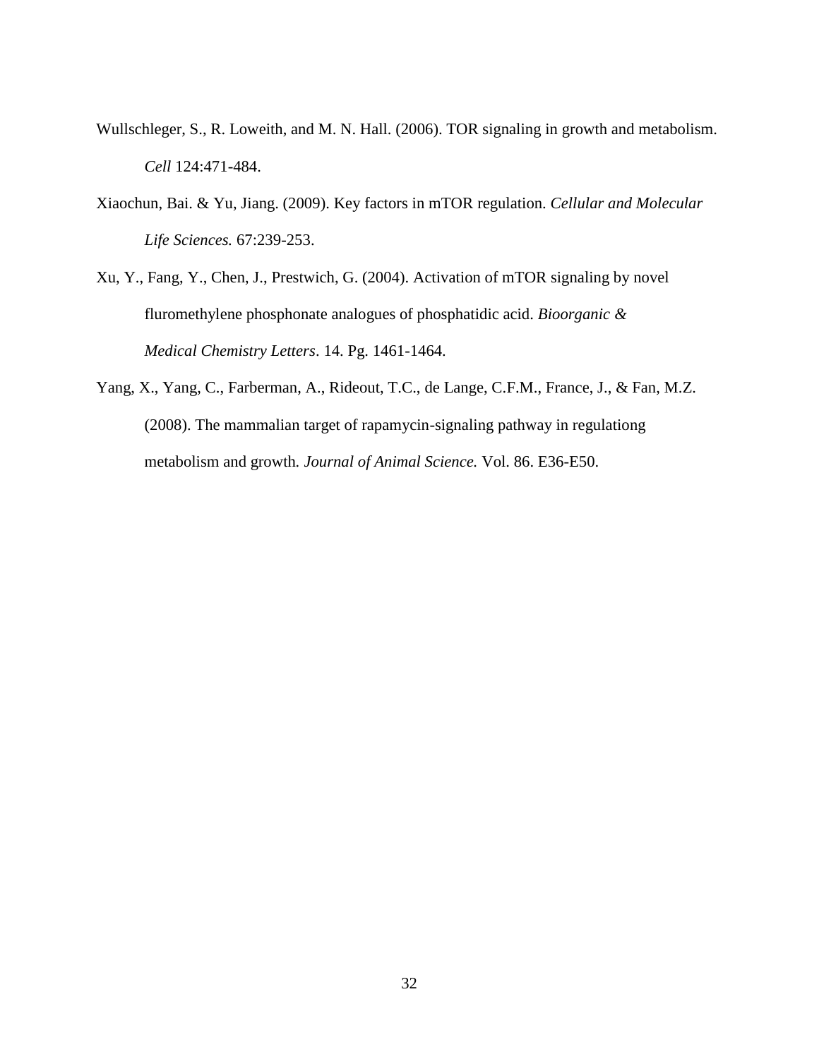Wullschleger, S., R. Loweith, and M. N. Hall. (2006). TOR signaling in growth and metabolism. *Cell* 124:471-484.

Xiaochun, Bai. & Yu, Jiang. (2009). Key factors in mTOR regulation. *Cellular and Molecular Life Sciences.* 67:239-253.

Xu, Y., Fang, Y., Chen, J., Prestwich, G. (2004). Activation of mTOR signaling by novel flurومethylene phosphonate analogues of phosphatidic acid. *Bioorganic & Medical Chemistry Letters*. 14. Pg. 1461-1464.

Yang, X., Yang, C., Farberman, A., Rideout, T.C., de Lange, C.F.M., France, J., & Fan, M.Z. (2008). The mammalian target of rapamycin-signaling pathway in regulationg metabolism and growth. *Journal of Animal Science.* Vol. 86. E36-E50.

Wullschleger, S., R. Loweith, and M. N. Hall. (2006). TOR signaling in growth and metabolism. *Cell* 124:471-484.

Xiaochun, Bai. & Yu, Jiang. (2009). Key factors in mTOR regulation. *Cellular and Molecular Life Sciences.* 67:239-253.

Xu, Y., Fang, Y., Chen, J., Prestwich, G. (2004). Activation of mTOR signaling by novel fluromethylene phosphonate analogues of phosphatidic acid. *Bioorganic & Medical Chemistry Letters*. 14. Pg. 1461-1464.

Yang, X., Yang, C., Farberman, A., Rideout, T.C., de Lange, C.F.M., France, J., & Fan, M.Z. (2008). The mammalian target of rapamycin-signaling pathway in regulationg metabolism and growth. *Journal of Animal Science.* Vol. 86. E36-E50.